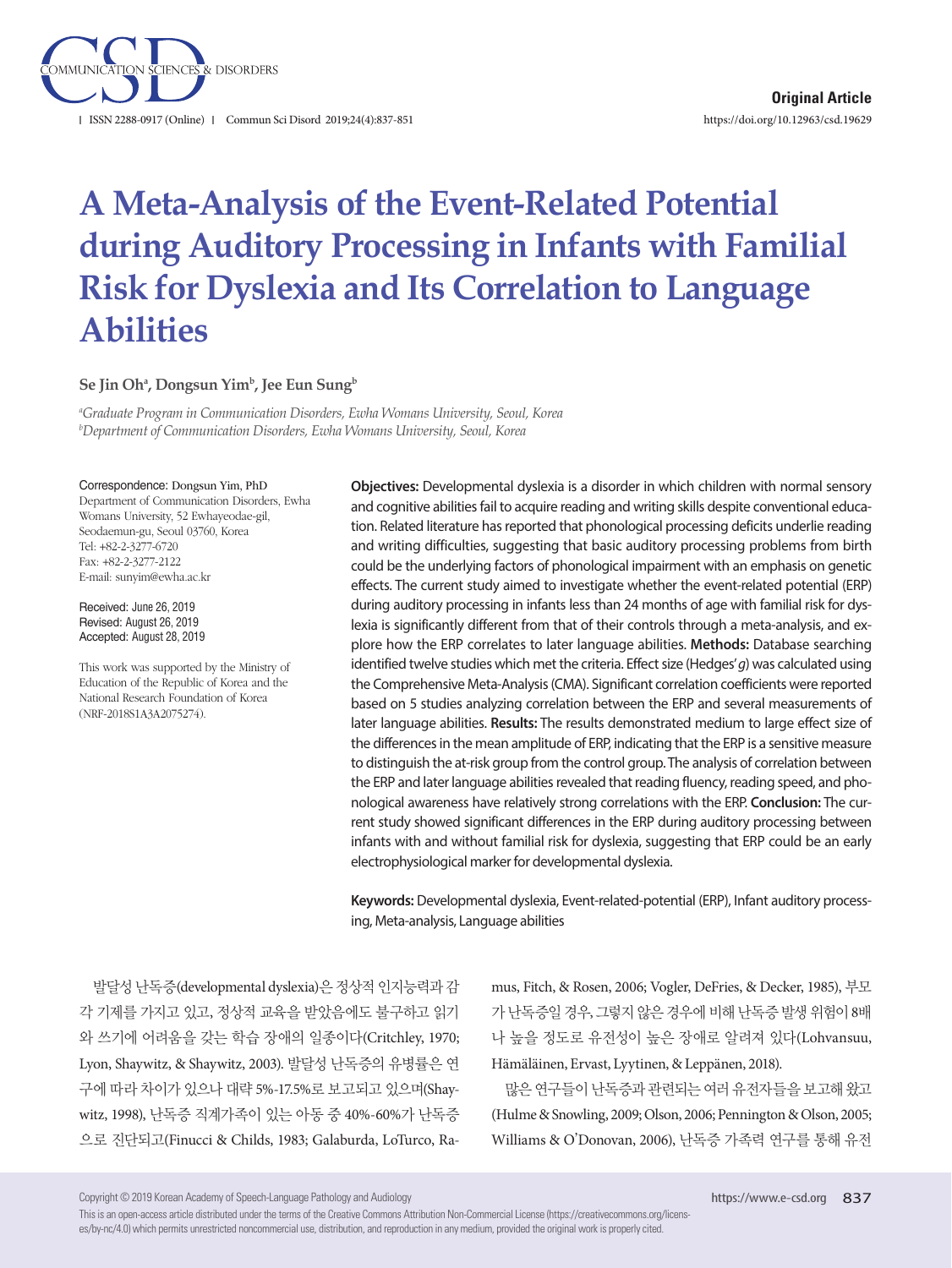Original Article

https://doi.org/10.12963/csd.19629

# A Meta-Analysis of the Event-Related Potential during Auditory Processing in Infants with Familial Risk for Dyslexia and Its Correlation to Language Abilities

**Se Jin Oh[a], Dongsun Yim[b], Jee Eun Sung[b]**

*[a]Graduate Program in Communication Disorders, Ewha Womans University, Seoul, Korea*
*[b]Department of Communication Disorders, Ewha Womans University, Seoul, Korea*

Correspondence: Dongsun Yim, PhD
Department of Communication Disorders, Ewha Womans University, 52 Ewhayeodae-gil, Seodaemun-gu, Seoul 03760, Korea
Tel: +82-2-3277-6720
Fax: +82-2-3277-2122
E-mail: sunyim@ewha.ac.kr

Received: June 26, 2019
Revised: August 26, 2019
Accepted: August 28, 2019

This work was supported by the Ministry of Education of the Republic of Korea and the National Research Foundation of Korea (NRF-2018S1A3A2075274).

**Objectives:** Developmental dyslexia is a disorder in which children with normal sensory and cognitive abilities fail to acquire reading and writing skills despite conventional education. Related literature has reported that phonological processing deficits underlie reading and writing difficulties, suggesting that basic auditory processing problems from birth could be the underlying factors of phonological impairment with an emphasis on genetic effects. The current study aimed to investigate whether the event-related potential (ERP) during auditory processing in infants less than 24 months of age with familial risk for dyslexia is significantly different from that of their controls through a meta-analysis, and explore how the ERP correlates to later language abilities. **Methods:** Database searching identified twelve studies which met the criteria. Effect size (Hedges' *g*) was calculated using the Comprehensive Meta-Analysis (CMA). Significant correlation coefficients were reported based on 5 studies analyzing correlation between the ERP and several measurements of later language abilities. **Results:** The results demonstrated medium to large effect size of the differences in the mean amplitude of ERP, indicating that the ERP is a sensitive measure to distinguish the at-risk group from the control group. The analysis of correlation between the ERP and later language abilities revealed that reading fluency, reading speed, and phonological awareness have relatively strong correlations with the ERP. **Conclusion:** The current study showed significant differences in the ERP during auditory processing between infants with and without familial risk for dyslexia, suggesting that ERP could be an early electrophysiological marker for developmental dyslexia.

**Keywords:** Developmental dyslexia, Event-related-potential (ERP), Infant auditory processing, Meta-analysis, Language abilities

발달성 난독증(developmental dyslexia)은 정상적 인지능력과 감각 기제를 가지고 있고, 정상적 교육을 받았음에도 불구하고 읽기와 쓰기에 어려움을 갖는 학습 장애의 일종이다(Critchley, 1970; Lyon, Shaywitz, & Shaywitz, 2003). 발달성 난독증의 유병률은 연구에 따라 차이가 있으나 대략 5%-17.5%로 보고되고 있으며(Shaywitz, 1998), 난독증 직계가족이 있는 아동 중 40%-60%가 난독증으로 진단되고(Finucci & Childs, 1983; Galaburda, LoTurco, Ramus, Fitch, & Rosen, 2006; Vogler, DeFries, & Decker, 1985), 부모가 난독증일 경우, 그렇지 않은 경우에 비해 난독증 발생 위험이 8배나 높을 정도로 유전성이 높은 장애로 알려져 있다(Lohvansuu, Hämäläinen, Ervast, Lyytinen, & Leppänen, 2018).

많은 연구들이 난독증과 관련되는 여러 유전자들을 보고해 왔고(Hulme & Snowling, 2009; Olson, 2006; Pennington & Olson, 2005; Williams & O'Donovan, 2006), 난독증 가족력 연구를 통해 유전

Copyright © 2019 Korean Academy of Speech-Language Pathology and Audiology
This is an open-access article distributed under the terms of the Creative Commons Attribution Non-Commercial License (https://creativecommons.org/licenses/by-nc/4.0) which permits unrestricted noncommercial use, distribution, and reproduction in any medium, provided the original work is properly cited.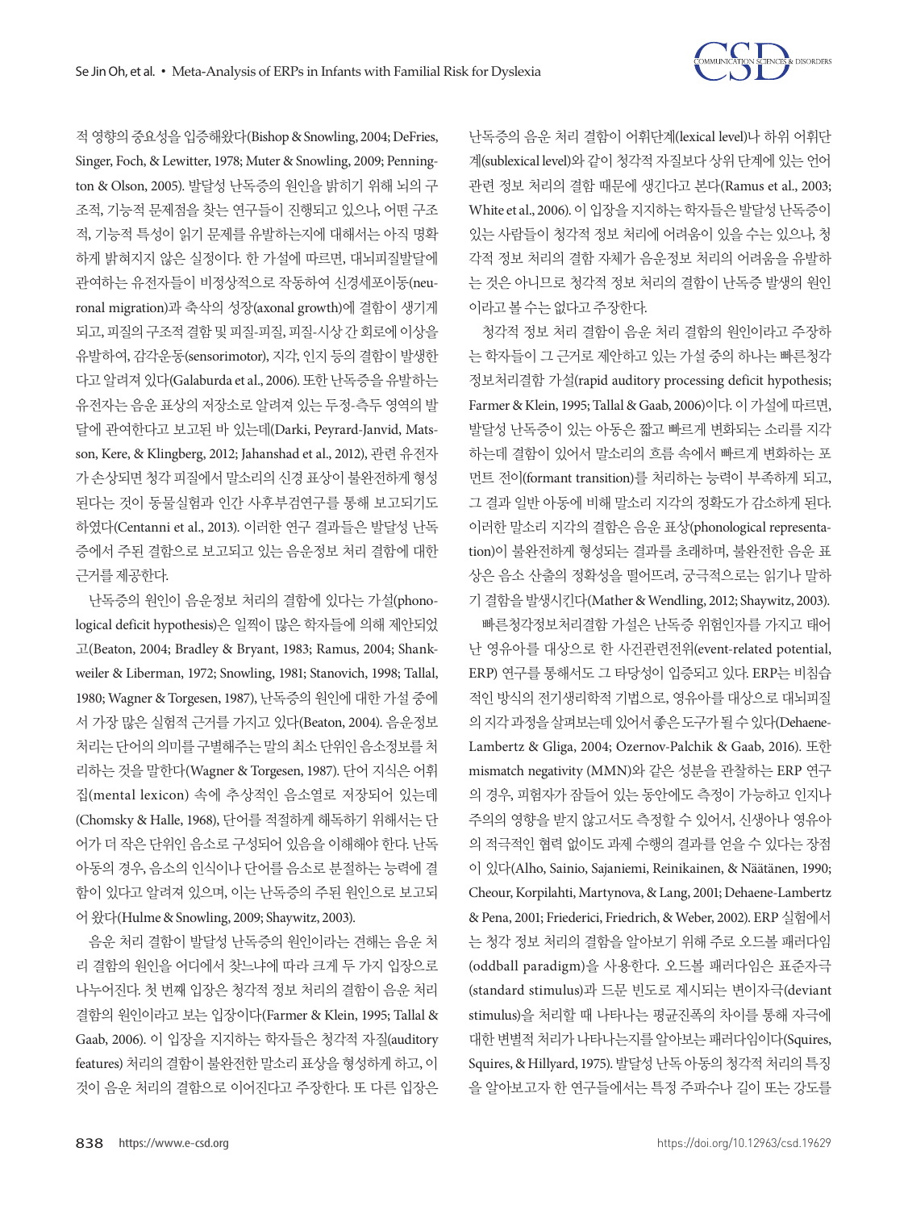적 영향의 중요성을 입증해왔다(Bishop & Snowling, 2004; DeFries, Singer, Foch, & Lewitter, 1978; Muter & Snowling, 2009; Pennington & Olson, 2005). 발달성 난독증의 원인을 밝히기 위해 뇌의 구조적, 기능적 문제점을 찾는 연구들이 진행되고 있으나, 어떤 구조적, 기능적 특성이 읽기 문제를 유발하는지에 대해서는 아직 명확하게 밝혀지지 않은 실정이다. 한 가설에 따르면, 대뇌피질발달에 관여하는 유전자들이 비정상적으로 작동하여 신경세포이동(neuronal migration)과 축삭의 성장(axonal growth)에 결함이 생기게 되고, 피질의 구조적 결함 및 피질-피질, 피질-시상 간 회로에 이상을 유발하여, 감각운동(sensorimotor), 지각, 인지 등의 결함이 발생한다고 알려져 있다(Galaburda et al., 2006). 또한 난독증을 유발하는 유전자는 음운 표상의 저장소로 알려져 있는 두정-측두 영역의 발달에 관여한다고 보고된 바 있는데(Darki, Peyrard-Janvid, Matsson, Kere, & Klingberg, 2012; Jahanshad et al., 2012), 관련 유전자가 손상되면 청각 피질에서 말소리의 신경 표상이 불완전하게 형성된다는 것이 동물실험과 인간 사후부검연구를 통해 보고되기도 하였다(Centanni et al., 2013). 이러한 연구 결과들은 발달성 난독증에서 주된 결함으로 보고되고 있는 음운정보 처리 결함에 대한 근거를 제공한다.

난독증의 원인이 음운정보 처리의 결함에 있다는 가설(phonological deficit hypothesis)은 일찍이 많은 학자들에 의해 제안되었고(Beaton, 2004; Bradley & Bryant, 1983; Ramus, 2004; Shankweiler & Liberman, 1972; Snowling, 1981; Stanovich, 1998; Tallal, 1980; Wagner & Torgesen, 1987), 난독증의 원인에 대한 가설 중에서 가장 많은 실험적 근거를 가지고 있다(Beaton, 2004). 음운정보 처리는 단어의 의미를 구별해주는 말의 최소 단위인 음소정보를 처리하는 것을 말한다(Wagner & Torgesen, 1987). 단어 지식은 어휘집(mental lexicon) 속에 추상적인 음소열로 저장되어 있는데(Chomsky & Halle, 1968), 단어를 적절하게 해독하기 위해서는 단어가 더 작은 단위인 음소로 구성되어 있음을 이해해야 한다. 난독아동의 경우, 음소의 인식이나 단어를 음소로 분절하는 능력에 결함이 있다고 알려져 있으며, 이는 난독증의 주된 원인으로 보고되어 왔다(Hulme & Snowling, 2009; Shaywitz, 2003).

음운 처리 결함이 발달성 난독증의 원인이라는 견해는 음운 처리 결함의 원인을 어디에서 찾느냐에 따라 크게 두 가지 입장으로 나누어진다. 첫 번째 입장은 청각적 정보 처리의 결함이 음운 처리 결함의 원인이라고 보는 입장이다(Farmer & Klein, 1995; Tallal & Gaab, 2006). 이 입장을 지지하는 학자들은 청각적 자질(auditory features) 처리의 결함이 불완전한 말소리 표상을 형성하게 하고, 이것이 음운 처리의 결함으로 이어진다고 주장한다. 또 다른 입장은 난독증의 음운 처리 결함이 어휘단계(lexical level)나 하위 어휘단계(sublexical level)와 같이 청각적 자질보다 상위 단계에 있는 언어 관련 정보 처리의 결함 때문에 생긴다고 본다(Ramus et al., 2003; White et al., 2006). 이 입장을 지지하는 학자들은 발달성 난독증이 있는 사람들이 청각적 정보 처리에 어려움이 있을 수는 있으나, 청각적 정보 처리의 결함 자체가 음운정보 처리의 어려움을 유발하는 것은 아니므로 청각적 정보 처리의 결함이 난독증 발생의 원인이라고 볼 수는 없다고 주장한다.

청각적 정보 처리 결함이 음운 처리 결함의 원인이라고 주장하는 학자들이 그 근거로 제안하고 있는 가설 중의 하나는 빠른청각정보처리결함 가설(rapid auditory processing deficit hypothesis; Farmer & Klein, 1995; Tallal & Gaab, 2006)이다. 이 가설에 따르면, 발달성 난독증이 있는 아동은 짧고 빠르게 변화되는 소리를 지각하는데 결함이 있어서 말소리의 흐름 속에서 빠르게 변화하는 포먼트 전이(formant transition)를 처리하는 능력이 부족하게 되고, 그 결과 일반 아동에 비해 말소리 지각의 정확도가 감소하게 된다. 이러한 말소리 지각의 결함은 음운 표상(phonological representation)이 불완전하게 형성되는 결과를 초래하며, 불완전한 음운 표상은 음소 산출의 정확성을 떨어뜨려, 궁극적으로는 읽기나 말하기 결함을 발생시킨다(Mather & Wendling, 2012; Shaywitz, 2003).

빠른청각정보처리결함 가설은 난독증 위험인자를 가지고 태어난 영유아를 대상으로 한 사건관련전위(event-related potential, ERP) 연구를 통해서도 그 타당성이 입증되고 있다. ERP는 비침습적인 방식의 전기생리학적 기법으로, 영유아를 대상으로 대뇌피질의 지각 과정을 살펴보는데 있어서 좋은 도구가 될 수 있다(Dehaene-Lambertz & Gliga, 2004; Ozernov-Palchik & Gaab, 2016). 또한 mismatch negativity (MMN)와 같은 성분을 관찰하는 ERP 연구의 경우, 피험자가 잠들어 있는 동안에도 측정이 가능하고 인지나 주의의 영향을 받지 않고서도 측정할 수 있어서, 신생아나 영유아의 적극적인 협력 없이도 과제 수행의 결과를 얻을 수 있다는 장점이 있다(Alho, Sainio, Sajaniemi, Reinikainen, & Näätänen, 1990; Cheour, Korpilahti, Martynova, & Lang, 2001; Dehaene-Lambertz & Pena, 2001; Friederici, Friedrich, & Weber, 2002). ERP 실험에서는 청각 정보 처리의 결함을 알아보기 위해 주로 오드볼 패러다임(oddball paradigm)을 사용한다. 오드볼 패러다임은 표준자극(standard stimulus)과 드문 빈도로 제시되는 변이자극(deviant stimulus)을 처리할 때 나타나는 평균진폭의 차이를 통해 자극에 대한 변별적 처리가 나타나는지를 알아보는 패러다임이다(Squires, Squires, & Hillyard, 1975). 발달성 난독 아동의 청각적 처리의 특징을 알아보고자 한 연구들에서는 특정 주파수나 길이 또는 강도를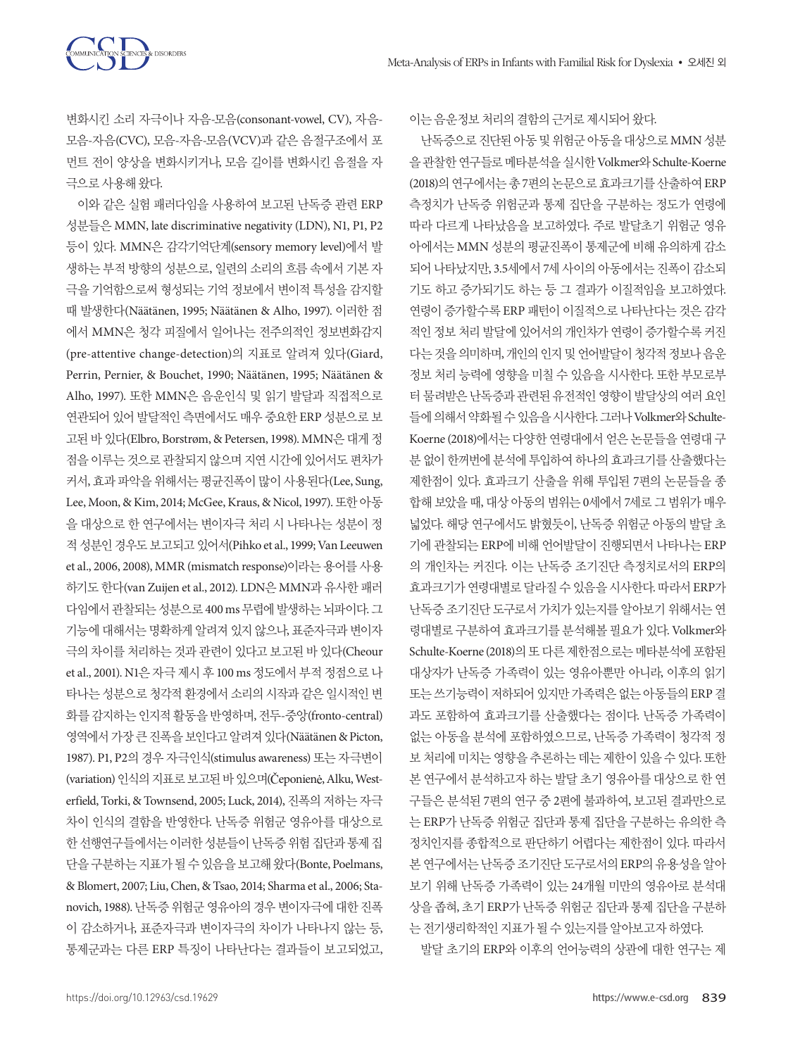변화시킨 소리 자극이나 자음-모음(consonant-vowel, CV), 자음-모음-자음(CVC), 모음-자음-모음(VCV)과 같은 음절구조에서 포먼트 전이 양상을 변화시키거나, 모음 길이를 변화시킨 음절을 자극으로 사용해 왔다.

이와 같은 실험 패러다임을 사용하여 보고된 난독증 관련 ERP 성분들은 MMN, late discriminative negativity (LDN), N1, P1, P2 등이 있다. MMN은 감각기억단계(sensory memory level)에서 발생하는 부적 방향의 성분으로, 일련의 소리의 흐름 속에서 기본 자극을 기억함으로써 형성되는 기억 정보에서 변이적 특성을 감지할 때 발생한다(Näätänen, 1995; Näätänen & Alho, 1997). 이러한 점에서 MMN은 청각 피질에서 일어나는 전주의적인 정보변화감지(pre-attentive change-detection)의 지표로 알려져 있다(Giard, Perrin, Pernier, & Bouchet, 1990; Näätänen, 1995; Näätänen & Alho, 1997). 또한 MMN은 음운인식 및 읽기 발달과 직접적으로 연관되어 있어 발달적인 측면에서도 매우 중요한 ERP 성분으로 보고된 바 있다(Elbro, Borstrøm, & Petersen, 1998). MMN은 대개 정점을 이루는 것으로 관찰되지 않으며 지연 시간에 있어서도 편차가 커서, 효과 파악을 위해서는 평균진폭이 많이 사용된다(Lee, Sung, Lee, Moon, & Kim, 2014; McGee, Kraus, & Nicol, 1997). 또한 아동을 대상으로 한 연구에서는 변이자극 처리 시 나타나는 성분이 정적 성분인 경우도 보고되고 있어서(Pihko et al., 1999; Van Leeuwen et al., 2006, 2008), MMR (mismatch response)이라는 용어를 사용하기도 한다(van Zuijen et al., 2012). LDN은 MMN과 유사한 패러다임에서 관찰되는 성분으로 400 ms 무렵에 발생하는 뇌파이다. 그 기능에 대해서는 명확하게 알려져 있지 않으나, 표준자극과 변이자극의 차이를 처리하는 것과 관련이 있다고 보고된 바 있다(Cheour et al., 2001). N1은 자극 제시 후 100 ms 정도에서 부적 정점으로 나타나는 성분으로 청각적 환경에서 소리의 시작과 같은 일시적인 변화를 감지하는 인지적 활동을 반영하며, 전두-중앙(fronto-central) 영역에서 가장 큰 진폭을 보인다고 알려져 있다(Näätänen & Picton, 1987). P1, P2의 경우 자극인식(stimulus awareness) 또는 자극변이(variation) 인식의 지표로 보고된 바 있으며(Čeponienė, Alku, Westerfield, Torki, & Townsend, 2005; Luck, 2014), 진폭의 저하는 자극 차이 인식의 결함을 반영한다. 난독증 위험군 영유아를 대상으로 한 선행연구들에서는 이러한 성분들이 난독증 위험 집단과 통제 집단을 구분하는 지표가 될 수 있음을 보고해 왔다(Bonte, Poelmans, & Blomert, 2007; Liu, Chen, & Tsao, 2014; Sharma et al., 2006; Stanovich, 1988). 난독증 위험군 영유아의 경우 변이자극에 대한 진폭이 감소하거나, 표준자극과 변이자극의 차이가 나타나지 않는 등, 통제군과는 다른 ERP 특징이 나타난다는 결과들이 보고되었고, 이는 음운정보 처리의 결함의 근거로 제시되어 왔다.

난독증으로 진단된 아동 및 위험군 아동을 대상으로 MMN 성분을 관찰한 연구들로 메타분석을 실시한 Volkmer와 Schulte-Koerne (2018)의 연구에서는 총 7편의 논문으로 효과크기를 산출하여 ERP 측정치가 난독증 위험군과 통제 집단을 구분하는 정도가 연령에 따라 다르게 나타났음을 보고하였다. 주로 발달초기 위험군 영유아에서는 MMN 성분의 평균진폭이 통제군에 비해 유의하게 감소되어 나타났지만, 3.5세에서 7세 사이의 아동에서는 진폭이 감소되기도 하고 증가되기도 하는 등 그 결과가 이질적임을 보고하였다. 연령이 증가할수록 ERP 패턴이 이질적으로 나타난다는 것은 감각적인 정보 처리 발달에 있어서의 개인차가 연령이 증가할수록 커진다는 것을 의미하며, 개인의 인지 및 언어발달이 청각적 정보나 음운정보 처리 능력에 영향을 미칠 수 있음을 시사한다. 또한 부모로부터 물려받은 난독증과 관련된 유전적인 영향이 발달상의 여러 요인들에 의해서 약화될 수 있음을 시사한다. 그러나 Volkmer와 Schulte-Koerne (2018)에서는 다양한 연령대에서 얻은 논문들을 연령대 구분 없이 한꺼번에 분석에 투입하여 하나의 효과크기를 산출했다는 제한점이 있다. 효과크기 산출을 위해 투입된 7편의 논문들을 종합해 보았을 때, 대상 아동의 범위는 0세에서 7세로 그 범위가 매우 넓었다. 해당 연구에서도 밝혔듯이, 난독증 위험군 아동의 발달 초기에 관찰되는 ERP에 비해 언어발달이 진행되면서 나타나는 ERP의 개인차는 커진다. 이는 난독증 조기진단 측정치로서의 ERP의 효과크기가 연령대별로 달라질 수 있음을 시사한다. 따라서 ERP가 난독증 조기진단 도구로서 가치가 있는지를 알아보기 위해서는 연령대별로 구분하여 효과크기를 분석해볼 필요가 있다. Volkmer와 Schulte-Koerne (2018)의 또 다른 제한점으로는 메타분석에 포함된 대상자가 난독증 가족력이 있는 영유아뿐만 아니라, 이후의 읽기 또는 쓰기능력이 저하되어 있지만 가족력은 없는 아동들의 ERP 결과도 포함하여 효과크기를 산출했다는 점이다. 난독증 가족력이 없는 아동을 분석에 포함하였으므로, 난독증 가족력이 청각적 정보 처리에 미치는 영향을 추론하는 데는 제한이 있을 수 있다. 또한 본 연구에서 분석하고자 하는 발달 초기 영유아를 대상으로 한 연구들은 분석된 7편의 연구 중 2편에 불과하여, 보고된 결과만으로는 ERP가 난독증 위험군 집단과 통제 집단을 구분하는 유의한 측정치인지를 종합적으로 판단하기 어렵다는 제한점이 있다. 따라서 본 연구에서는 난독증 조기진단 도구로서의 ERP의 유용성을 알아보기 위해 난독증 가족력이 있는 24개월 미만의 영유아로 분석대상을 좁혀, 초기 ERP가 난독증 위험군 집단과 통제 집단을 구분하는 전기생리학적인 지표가 될 수 있는지를 알아보고자 하였다.

발달 초기의 ERP와 이후의 언어능력의 상관에 대한 연구는 제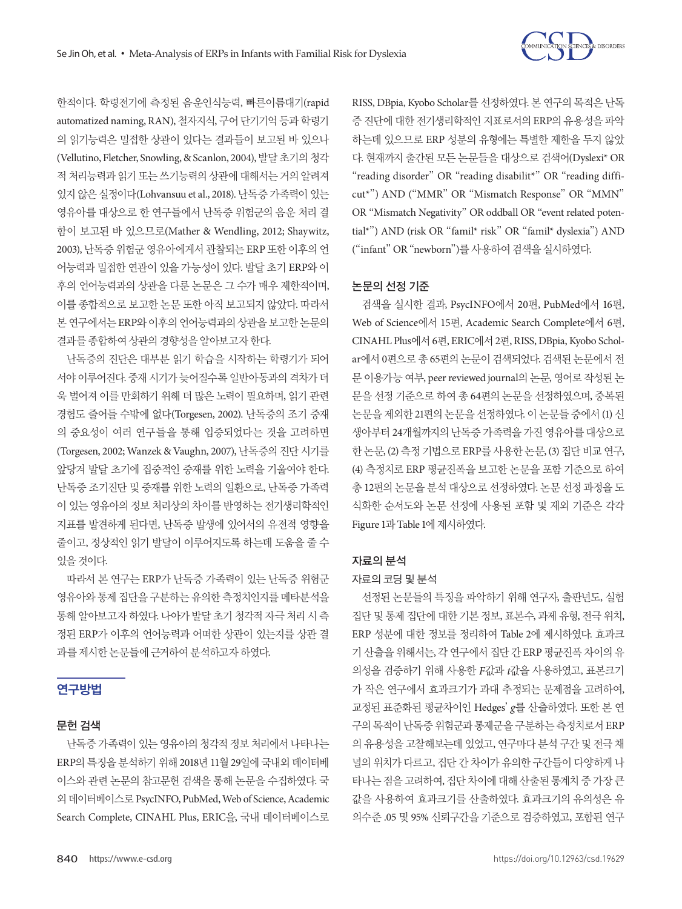한적이다. 학령전기에 측정된 음운인식능력, 빠른이름대기(rapid automatized naming, RAN), 철자지식, 구어 단기기억 등과 학령기의 읽기능력은 밀접한 상관이 있다는 결과들이 보고된 바 있으나(Vellutino, Fletcher, Snowling, & Scanlon, 2004), 발달 초기의 청각적 처리능력과 읽기 또는 쓰기능력의 상관에 대해서는 거의 알려져 있지 않은 실정이다(Lohvansuu et al., 2018). 난독증 가족력이 있는 영유아를 대상으로 한 연구들에서 난독증 위험군의 음운 처리 결함이 보고된 바 있으므로(Mather & Wendling, 2012; Shaywitz, 2003), 난독증 위험군 영유아에게서 관찰되는 ERP 또한 이후의 언어능력과 밀접한 연관이 있을 가능성이 있다. 발달 초기 ERP와 이후의 언어능력과의 상관을 다룬 논문은 그 수가 매우 제한적이며, 이를 종합적으로 보고한 논문 또한 아직 보고되지 않았다. 따라서 본 연구에서는 ERP와 이후의 언어능력과의 상관을 보고한 논문의 결과를 종합하여 상관의 경향성을 알아보고자 한다.

난독증의 진단은 대부분 읽기 학습을 시작하는 학령기가 되어서야 이루어진다. 중재 시기가 늦어질수록 일반아동과의 격차가 더욱 벌어져 이를 만회하기 위해 더 많은 노력이 필요하며, 읽기 관련 경험도 줄어들 수밖에 없다(Torgesen, 2002). 난독증의 조기 중재의 중요성이 여러 연구들을 통해 입증되었다는 것을 고려하면(Torgesen, 2002; Wanzek & Vaughn, 2007), 난독증의 진단 시기를 앞당겨 발달 초기에 집중적인 중재를 위한 노력을 기울여야 한다. 난독증 조기진단 및 중재를 위한 노력의 일환으로, 난독증 가족력이 있는 영유아의 정보 처리상의 차이를 반영하는 전기생리학적인 지표를 발견하게 된다면, 난독증 발생에 있어서의 유전적 영향을 줄이고, 정상적인 읽기 발달이 이루어지도록 하는데 도움을 줄 수 있을 것이다.

따라서 본 연구는 ERP가 난독증 가족력이 있는 난독증 위험군 영유아와 통제 집단을 구분하는 유의한 측정치인지를 메타분석을 통해 알아보고자 하였다. 나아가 발달 초기 청각적 자극 처리 시 측정된 ERP가 이후의 언어능력과 어떠한 상관이 있는지를 상관 결과를 제시한 논문들에 근거하여 분석하고자 하였다.

## 연구방법

### 문헌 검색

난독증 가족력이 있는 영유아의 청각적 정보 처리에서 나타나는 ERP의 특징을 분석하기 위해 2018년 11월 29일에 국내외 데이터베이스와 관련 논문의 참고문헌 검색을 통해 논문을 수집하였다. 국외 데이터베이스로 PsycINFO, PubMed, Web of Science, Academic Search Complete, CINAHL Plus, ERIC을, 국내 데이터베이스로 RISS, DBpia, Kyobo Scholar를 선정하였다. 본 연구의 목적은 난독증 진단에 대한 전기생리학적인 지표로서의 ERP의 유용성을 파악하는데 있으므로 ERP 성분의 유형에는 특별한 제한을 두지 않았다. 현재까지 출간된 모든 논문들을 대상으로 검색어(Dyslexi* OR "reading disorder" OR "reading disabilit*" OR "reading difficut*") AND ("MMR" OR "Mismatch Response" OR "MMN" OR "Mismatch Negativity" OR oddball OR "event related potential*") AND (risk OR "famil* risk" OR "famil* dyslexia") AND ("infant" OR "newborn")를 사용하여 검색을 실시하였다.

### 논문의 선정 기준

검색을 실시한 결과, PsycINFO에서 20편, PubMed에서 16편, Web of Science에서 15편, Academic Search Complete에서 6편, CINAHL Plus에서 6편, ERIC에서 2편, RISS, DBpia, Kyobo Scholar에서 0편으로 총 65편의 논문이 검색되었다. 검색된 논문에서 전문 이용가능 여부, peer reviewed journal의 논문, 영어로 작성된 논문을 선정 기준으로 하여 총 64편의 논문을 선정하였으며, 중복된 논문을 제외한 21편의 논문을 선정하였다. 이 논문들 중에서 (1) 신생아부터 24개월까지의 난독증 가족력을 가진 영유아를 대상으로 한 논문, (2) 측정 기법으로 ERP를 사용한 논문, (3) 집단 비교 연구, (4) 측정치로 ERP 평균진폭을 보고한 논문을 포함 기준으로 하여 총 12편의 논문을 분석 대상으로 선정하였다. 논문 선정 과정을 도식화한 순서도와 논문 선정에 사용된 포함 및 제외 기준은 각각 Figure 1과 Table 1에 제시하였다.

### 자료의 분석

#### 자료의 코딩 및 분석

선정된 논문들의 특징을 파악하기 위해 연구자, 출판년도, 실험집단 및 통제 집단에 대한 기본 정보, 표본수, 과제 유형, 전극 위치, ERP 성분에 대한 정보를 정리하여 Table 2에 제시하였다. 효과크기 산출을 위해서는, 각 연구에서 집단 간 ERP 평균진폭 차이의 유의성을 검증하기 위해 사용한 $F$값과 $t$값을 사용하였고, 표본크기가 작은 연구에서 효과크기가 과대 추정되는 문제점을 고려하여, 교정된 표준화된 평균차이인 Hedges' $g$를 산출하였다. 또한 본 연구의 목적이 난독증 위험군과 통제군을 구분하는 측정치로서 ERP의 유용성을 고찰해보는데 있었고, 연구마다 분석 구간 및 전극 채널의 위치가 다르고, 집단 간 차이가 유의한 구간들이 다양하게 나타나는 점을 고려하여, 집단 차이에 대해 산출된 통계치 중 가장 큰 값을 사용하여 효과크기를 산출하였다. 효과크기의 유의성은 유의수준 .05 및 95% 신뢰구간을 기준으로 검증하였고, 포함된 연구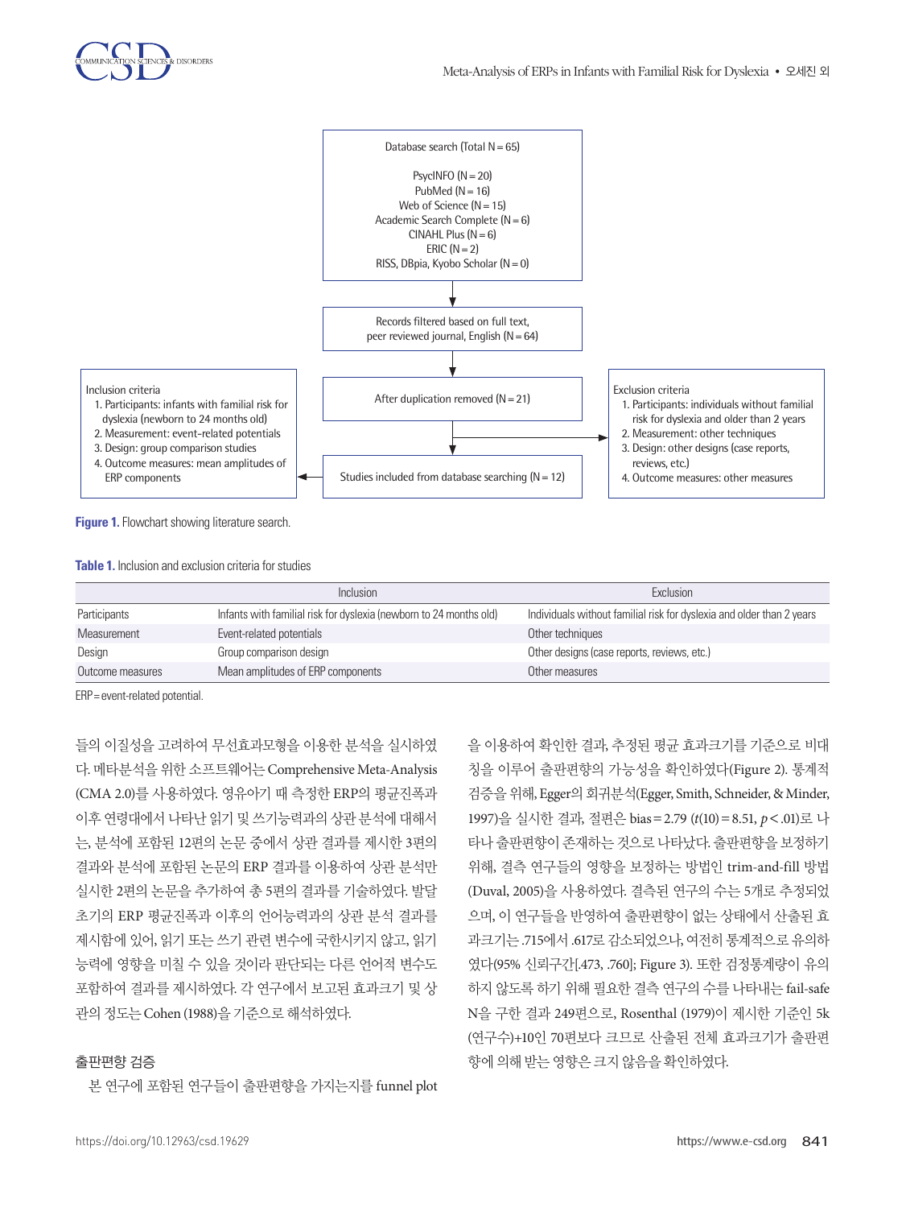Database search (Total N = 65)

PsycINFO (N = 20)
PubMed (N = 16)
Web of Science (N = 15)
Academic Search Complete (N = 6)
CINAHL Plus (N = 6)
ERIC (N = 2)
RISS, DBpia, Kyobo Scholar (N = 0)

Records filtered based on full text, peer reviewed journal, English (N = 64)

After duplication removed (N = 21)

Studies included from database searching (N = 12)

Inclusion criteria
1. Participants: infants with familial risk for dyslexia (newborn to 24 months old)
2. Measurement: event-related potentials
3. Design: group comparison studies
4. Outcome measures: mean amplitudes of ERP components

Exclusion criteria
1. Participants: individuals without familial risk for dyslexia and older than 2 years
2. Measurement: other techniques
3. Design: other designs (case reports, reviews, etc.)
4. Outcome measures: other measures

**Figure 1.** Flowchart showing literature search.

**Table 1.** Inclusion and exclusion criteria for studies

| | Inclusion | Exclusion |
|---|---|---|
| Participants | Infants with familial risk for dyslexia (newborn to 24 months old) | Individuals without familial risk for dyslexia and older than 2 years |
| Measurement | Event-related potentials | Other techniques |
| Design | Group comparison design | Other designs (case reports, reviews, etc.) |
| Outcome measures | Mean amplitudes of ERP components | Other measures |

ERP = event-related potential.

들의 이질성을 고려하여 무선효과모형을 이용한 분석을 실시하였다. 메타분석을 위한 소프트웨어는 Comprehensive Meta-Analysis (CMA 2.0)를 사용하였다. 영유아기 때 측정한 ERP의 평균진폭과 이후 연령대에서 나타난 읽기 및 쓰기능력과의 상관 분석에 대해서는, 분석에 포함된 12편의 논문 중에서 상관 결과를 제시한 3편의 결과와 분석에 포함된 논문의 ERP 결과를 이용하여 상관 분석만 실시한 2편의 논문을 추가하여 총 5편의 결과를 기술하였다. 발달 초기의 ERP 평균진폭과 이후의 언어능력과의 상관 분석 결과를 제시함에 있어, 읽기 또는 쓰기 관련 변수에 국한시키지 않고, 읽기 능력에 영향을 미칠 수 있을 것이라 판단되는 다른 언어적 변수도 포함하여 결과를 제시하였다. 각 연구에서 보고된 효과크기 및 상관의 정도는 Cohen (1988)을 기준으로 해석하였다.

## 출판편향 검증

본 연구에 포함된 연구들이 출판편향을 가지는지를 funnel plot을 이용하여 확인한 결과, 추정된 평균 효과크기를 기준으로 비대칭을 이루어 출판편향의 가능성을 확인하였다(Figure 2). 통계적 검증을 위해, Egger의 회귀분석(Egger, Smith, Schneider, & Minder, 1997)을 실시한 결과, 절편은 bias = 2.79 ($t(10) = 8.51$, $p < .01$)로 나타나 출판편향이 존재하는 것으로 나타났다. 출판편향을 보정하기 위해, 결측 연구들의 영향을 보정하는 방법인 trim-and-fill 방법 (Duval, 2005)을 사용하였다. 결측된 연구의 수는 5개로 추정되었으며, 이 연구들을 반영하여 출판편향이 없는 상태에서 산출된 효과크기는 .715에서 .617로 감소되었으나, 여전히 통계적으로 유의하였다(95% 신뢰구간[.473, .760]; Figure 3). 또한 검정통계량이 유의하지 않도록 하기 위해 필요한 결측 연구의 수를 나타내는 fail-safe N을 구한 결과 249편으로, Rosenthal (1979)이 제시한 기준인 5k(연구수)+10인 70편보다 크므로 산출된 전체 효과크기가 출판편향에 의해 받는 영향은 크지 않음을 확인하였다.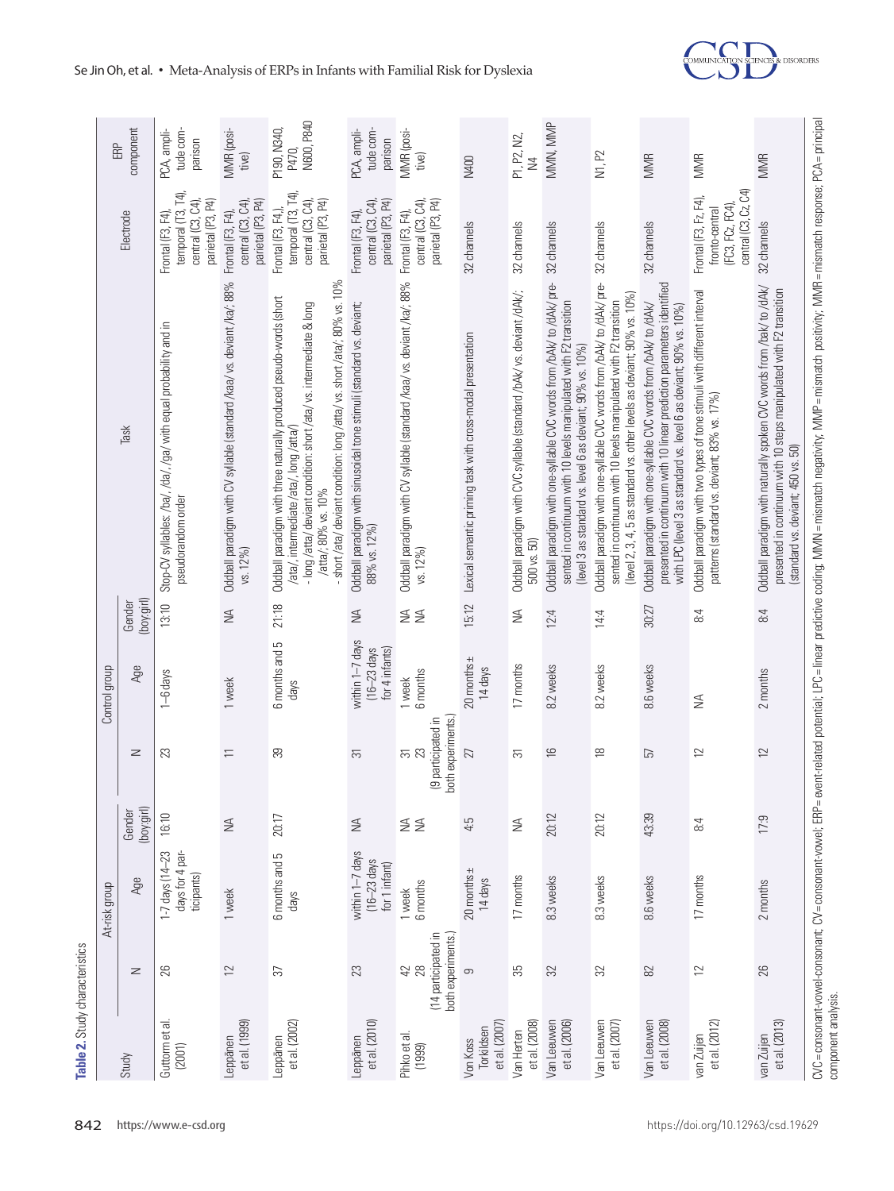**Table 2.** Study characteristics

| Study | At-risk group | | | Control group | | | Task | Electrode | ERP component |
|---|---|---|---|---|---|---|---|---|---|
| | N | Age | Gender (boy:girl) | N | Age | Gender (boy:girl) | | | |
| Guttorm et al. (2001) | 26 | 1-7 days (14–23 days for 4 participants) | 16:10 | 23 | 1–6 days | 13:10 | Stop-CV syllables: /ba/, /da/, /ga/ with equal probability and in pseudorandom order | Frontal (F3, F4), temporal (T3, T4), central (C3, C4), parietal (P3, P4) | PCA, amplitude comparison |
| Leppänen et al. (1999) | 12 | 1 week | NA | 11 | 1 week | NA | Oddball paradigm with CV syllable (standard /kaa/ vs. deviant /ka/; 88% vs. 12%) | Frontal (F3, F4), central (C3, C4), parietal (P3, P4) | MMR (positive) |
| Leppänen et al. (2002) | 37 | 6 months and 5 days | 20:17 | 39 | 6 months and 5 days | 21:18 | Oddball paradigm with three naturally produced pseudo-words (short /ata/, intermediate /ata/, long /atta/)<br>- long /atta/ deviant condition: short /ata/ vs. intermediate & long /atta/; 80% vs. 10%<br>- short /ata/ deviant condition: long /atta/ vs. short /ata/; 80% vs. 10% | Frontal (F3, F4), temporal (T3, T4), central (C3, C4), parietal (P3, P4) | P190, N340, P470, N600, P840 |
| Leppänen et al. (2010) | 23 | within 1–7 days (16–23 days for 1 infant) | NA | 31 | within 1–7 days (16–23 days for 4 infants) | NA | Oddball paradigm with sinusoidal tone stimuli (standard vs. deviant; 88% vs. 12%) | Frontal (F3, F4), central (C3, C4), parietal (P3, P4) | PCA, amplitude comparison |
| Pihko et al. (1999) | 42<br>28<br>(14 participated in both experiments.) | 1 week<br>6 months | NA<br>NA | 31<br>23<br>(9 participated in both experiments.) | 1 week<br>6 months | NA<br>NA | Oddball paradigm with CV syllable (standard /kaa/ vs. deviant /ka/; 88% vs. 12%) | Frontal (F3, F4), central (C3, C4), parietal (P3, P4) | MMR (positive) |
| Von Koss Torkildsen et al. (2007) | 9 | 20 months ± 14 days | 4:5 | 27 | 20 months ± 14 days | 15:12 | Lexical semantic priming task with cross-modal presentation | 32 channels | N400 |
| Van Herten et al. (2008) | 35 | 17 months | NA | 31 | 17 months | NA | Oddball paradigm with CVC syllable (standard /bAk/ vs. deviant /dAk/; 500 vs. 50) | 32 channels | P1, P2, N2, N4 |
| Van Leeuwen et al. (2006) | 32 | 8.3 weeks | 20:12 | 16 | 8.2 weeks | 12:4 | Oddball paradigm with one-syllable CVC words from /bAk/ to /dAk/ presented in continuum with 10 levels manipulated with F2 transition (level 3 as standard vs. level 6 as deviant; 90% vs. 10%) | 32 channels | MMN, MMP |
| Van Leeuwen et al. (2007) | 32 | 8.3 weeks | 20:12 | 18 | 8.2 weeks | 14:4 | Oddball paradigm with one-syllable CVC words from /bAk/ to /dAk/ presented in continuum with 10 levels manipulated with F2 transition (level 2, 3, 4, 5 as standard vs. other levels as deviant; 90% vs. 10%) | 32 channels | N1, P2 |
| Van Leeuwen et al. (2008) | 82 | 8.6 weeks | 43:39 | 57 | 8.6 weeks | 30:27 | Oddball paradigm with one-syllable CVC words from /bAk/ to /dAk/ presented in continuum with 10 linear prediction parameters identified with LPC (level 3 as standard vs. level 6 as deviant; 90% vs. 10%) | 32 channels | MMR |
| van Zuijen et al. (2012) | 12 | 17 months | 8:4 | 12 | NA | 8:4 | Oddball paradigm with two types of tone stimuli with different interval patterns (standard vs. deviant; 83% vs. 17%) | Frontal (F3, Fz, F4), fronto-central (FC3, FCz, FC4), central (C3, Cz, C4) | MMR |
| van Zuijen et al. (2013) | 26 | 2 months | 17:9 | 12 | 2 months | 8:4 | Oddball paradigm with naturally spoken CVC words from /bak/ to /dAk/ presented in continuum with 10 steps manipulated with F2 transition (standard vs. deviant; 450 vs. 50) | 32 channels | MMR |

CVC = consonant-vowel-consonant; CV = consonant-vowel; ERP = event-related potential; LPC = linear predictive coding; MMN = mismatch negativity; MMP = mismatch positivity; MMR = mismatch response; PCA = principal component analysis.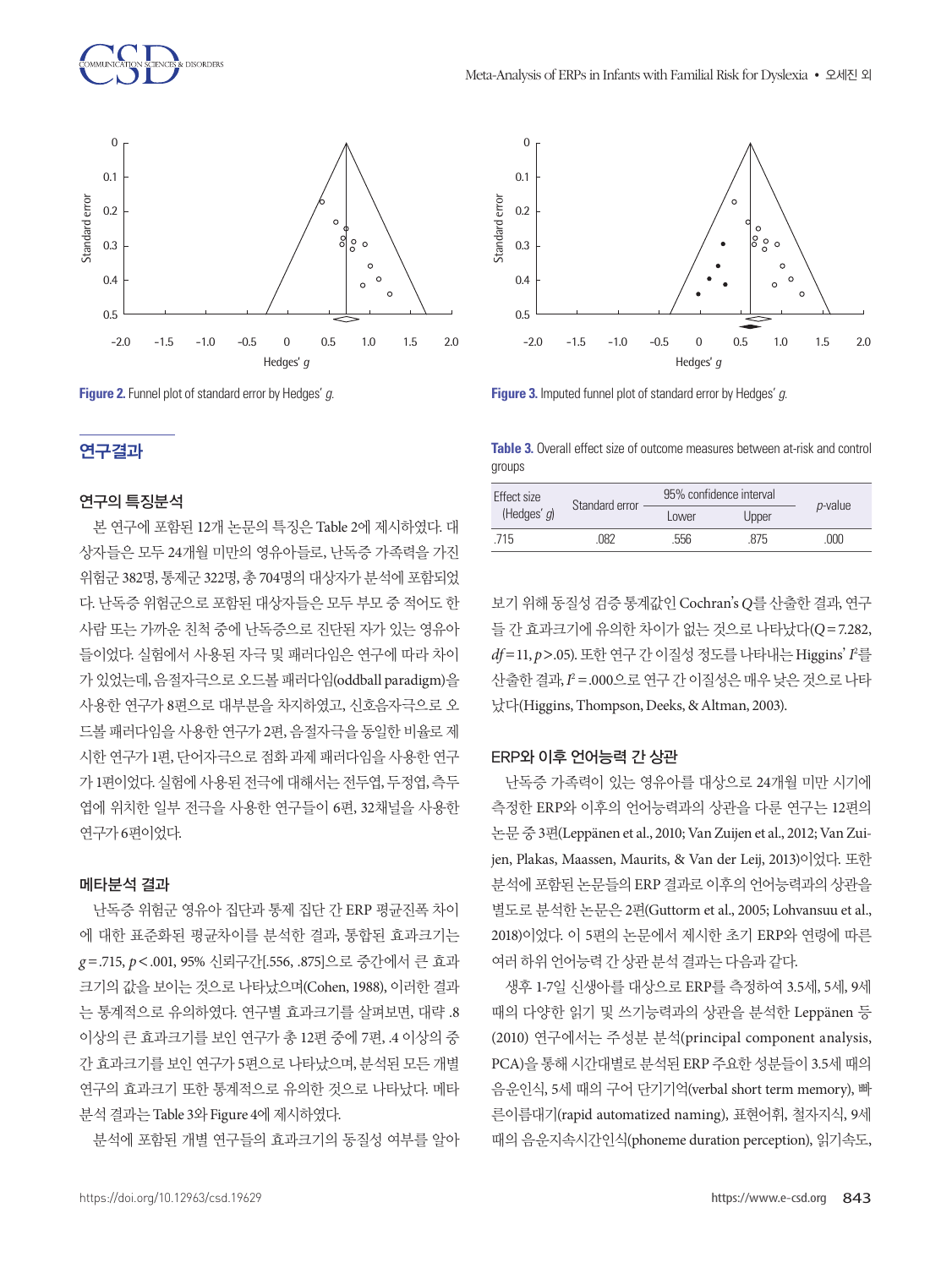Figure 2. Funnel plot of standard error by Hedges' *g*.

Figure 3. Imputed funnel plot of standard error by Hedges' *g*.

## 연구결과

### 연구의 특징분석

본 연구에 포함된 12개 논문의 특징은 Table 2에 제시하였다. 대상자들은 모두 24개월 미만의 영유아들로, 난독증 가족력을 가진 위험군 382명, 통제군 322명, 총 704명의 대상자가 분석에 포함되었다. 난독증 위험군으로 포함된 대상자들은 모두 부모 중 적어도 한 사람 또는 가까운 친척 중에 난독증으로 진단된 자가 있는 영유아들이었다. 실험에서 사용된 자극 및 패러다임은 연구에 따라 차이가 있었는데, 음절자극으로 오드볼 패러다임(oddball paradigm)을 사용한 연구가 8편으로 대부분을 차지하였고, 신호음자극으로 오드볼 패러다임을 사용한 연구가 2편, 음절자극을 동일한 비율로 제시한 연구가 1편, 단어자극으로 점화 과제 패러다임을 사용한 연구가 1편이었다. 실험에 사용된 전극에 대해서는 전두엽, 두정엽, 측두엽에 위치한 일부 전극을 사용한 연구들이 6편, 32채널을 사용한 연구가 6편이었다.

### 메타분석 결과

난독증 위험군 영유아 집단과 통제 집단 간 ERP 평균진폭 차이에 대한 표준화된 평균차이를 분석한 결과, 통합된 효과크기는 $g=.715$, $p<.001$, 95% 신뢰구간[.556, .875]으로 중간에서 큰 효과크기의 값을 보이는 것으로 나타났으며(Cohen, 1988), 이러한 결과는 통계적으로 유의하였다. 연구별 효과크기를 살펴보면, 대략 .8 이상의 큰 효과크기를 보인 연구가 총 12편 중에 7편, .4 이상의 중간 효과크기를 보인 연구가 5편으로 나타났으며, 분석된 모든 개별 연구의 효과크기 또한 통계적으로 유의한 것으로 나타났다. 메타분석 결과는 Table 3와 Figure 4에 제시하였다.

분석에 포함된 개별 연구들의 효과크기의 동질성 여부를 알아보기 위해 동질성 검증 통계값인 Cochran's *Q*를 산출한 결과, 연구들 간 효과크기에 유의한 차이가 없는 것으로 나타났다($Q=7.282$, $df=11$, $p>.05$). 또한 연구 간 이질성 정도를 나타내는 Higgins' $I^2$를 산출한 결과, $I^2=.000$으로 연구 간 이질성은 매우 낮은 것으로 나타났다(Higgins, Thompson, Deeks, & Altman, 2003).

Table 3. Overall effect size of outcome measures between at-risk and control groups

| Effect size (Hedges' *g*) | Standard error | 95% confidence interval | | *p*-value |
|---|---|---|---|---|
| | | Lower | Upper | |
| .715 | .082 | .556 | .875 | .000 |

### ERP와 이후 언어능력 간 상관

난독증 가족력이 있는 영유아를 대상으로 24개월 미만 시기에 측정한 ERP와 이후의 언어능력과의 상관을 다룬 연구는 12편의 논문 중 3편(Leppänen et al., 2010; Van Zuijen et al., 2012; Van Zuijen, Plakas, Maassen, Maurits, & Van der Leij, 2013)이었다. 또한 분석에 포함된 논문들의 ERP 결과로 이후의 언어능력과의 상관을 별도로 분석한 논문은 2편(Guttorm et al., 2005; Lohvansuu et al., 2018)이었다. 이 5편의 논문에서 제시한 초기 ERP와 연령에 따른 여러 하위 언어능력 간 상관 분석 결과는 다음과 같다.

생후 1-7일 신생아를 대상으로 ERP를 측정하여 3.5세, 5세, 9세 때의 다양한 읽기 및 쓰기능력과의 상관을 분석한 Leppänen 등 (2010) 연구에서는 주성분 분석(principal component analysis, PCA)을 통해 시간대별로 분석된 ERP 주요한 성분들이 3.5세 때의 음운인식, 5세 때의 구어 단기기억(verbal short term memory), 빠른이름대기(rapid automatized naming), 표현어휘, 철자지식, 9세 때의 음운지속시간인식(phoneme duration perception), 읽기속도,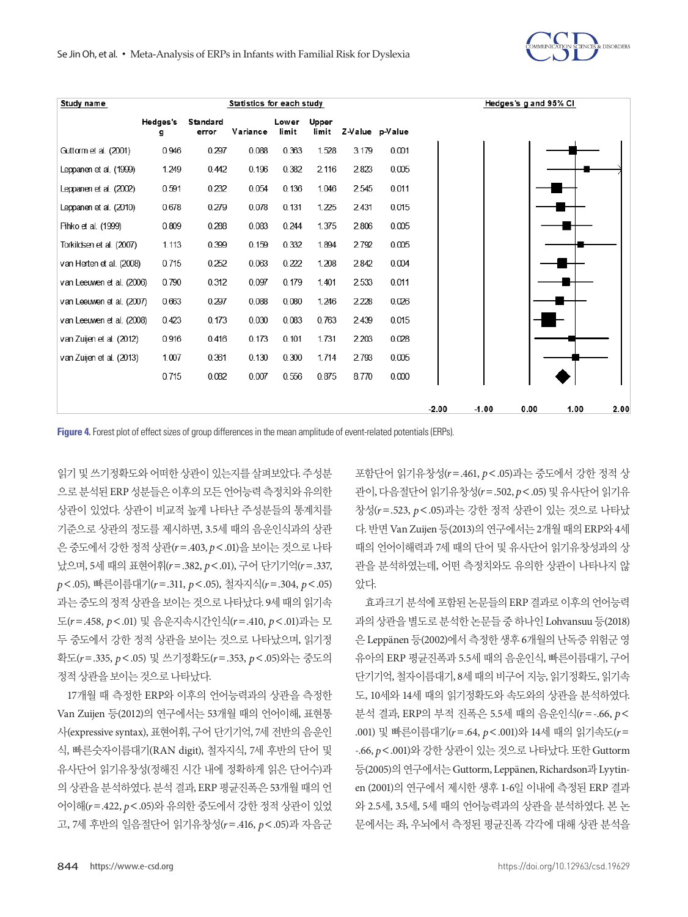| Study name | Hedges's g | Standard error | Variance | Lower limit | Upper limit | Z-Value | p-Value |
|---|---|---|---|---|---|---|---|
| Guttorm et al. (2001) | 0.946 | 0.297 | 0.088 | 0.363 | 1.528 | 3.179 | 0.001 |
| Leppanen et al. (1999) | 1.249 | 0.442 | 0.196 | 0.382 | 2.116 | 2.823 | 0.005 |
| Leppanen et al. (2002) | 0.591 | 0.232 | 0.054 | 0.136 | 1.046 | 2.545 | 0.011 |
| Leppanen et al. (2010) | 0.678 | 0.279 | 0.078 | 0.131 | 1.225 | 2.431 | 0.015 |
| Pihko et al. (1999) | 0.809 | 0.288 | 0.083 | 0.244 | 1.375 | 2.806 | 0.005 |
| Torkildsen et al. (2007) | 1.113 | 0.399 | 0.159 | 0.332 | 1.894 | 2.792 | 0.005 |
| van Herten et al. (2008) | 0.715 | 0.252 | 0.063 | 0.222 | 1.208 | 2.842 | 0.004 |
| van Leeuwen et al. (2006) | 0.790 | 0.312 | 0.097 | 0.179 | 1.401 | 2.533 | 0.011 |
| van Leeuwen et al. (2007) | 0.663 | 0.297 | 0.088 | 0.080 | 1.246 | 2.228 | 0.026 |
| van Leeuwen et al. (2008) | 0.423 | 0.173 | 0.030 | 0.083 | 0.763 | 2.439 | 0.015 |
| van Zuijen et al. (2012) | 0.916 | 0.416 | 0.173 | 0.101 | 1.731 | 2.203 | 0.028 |
| van Zuijen et al. (2013) | 1.007 | 0.361 | 0.130 | 0.300 | 1.714 | 2.793 | 0.005 |
| | 0.715 | 0.082 | 0.007 | 0.556 | 0.875 | 8.770 | 0.000 |

**Figure 4.** Forest plot of effect sizes of group differences in the mean amplitude of event-related potentials (ERPs).

읽기 및 쓰기정확도와 어떠한 상관이 있는지를 살펴보았다. 주성분으로 분석된 ERP 성분들은 이후의 모든 언어능력 측정치와 유의한 상관이 있었다. 상관이 비교적 높게 나타난 주성분들의 통계치를 기준으로 상관의 정도를 제시하면, 3.5세 때의 음운인식과의 상관은 중도에서 강한 정적 상관($r$=.403, $p$<.01)을 보이는 것으로 나타났으며, 5세 때의 표현어휘($r$=.382, $p$<.01), 구어 단기기억($r$=.337, $p$<.05), 빠른이름대기($r$=.311, $p$<.05), 철자지식($r$=.304, $p$<.05)과는 중도의 정적 상관을 보이는 것으로 나타났다. 9세 때의 읽기속도($r$=.458, $p$<.01) 및 음운지속시간인식($r$=.410, $p$<.01)과는 모두 중도에서 강한 정적 상관을 보이는 것으로 나타났으며, 읽기정확도($r$=.335, $p$<.05) 및 쓰기정확도($r$=.353, $p$<.05)와는 중도의 정적 상관을 보이는 것으로 나타났다.

17개월 때 측정한 ERP와 이후의 언어능력과의 상관을 측정한 Van Zuijen 등(2012)의 연구에서는 53개월 때의 언어이해, 표현통사(expressive syntax), 표현어휘, 구어 단기기억, 7세 전반의 음운인식, 빠른숫자이름대기(RAN digit), 철자지식, 7세 후반의 단어 및 유사단어 읽기유창성(정해진 시간 내에 정확하게 읽은 단어수)과의 상관을 분석하였다. 분석 결과, ERP 평균진폭은 53개월 때의 언어이해($r$=.422, $p$<.05)와 유의한 중도에서 강한 정적 상관이 있었고, 7세 후반의 일음절단어 읽기유창성($r$=.416, $p$<.05)과 자음군 포함단어 읽기유창성($r$=.461, $p$<.05)과는 중도에서 강한 정적 상관이, 다음절단어 읽기유창성($r$=.502, $p$<.05) 및 유사단어 읽기유창성($r$=.523, $p$<.05)과는 강한 정적 상관이 있는 것으로 나타났다. 반면 Van Zuijen 등(2013)의 연구에서는 2개월 때의 ERP와 4세 때의 언어이해력과 7세 때의 단어 및 유사단어 읽기유창성과의 상관을 분석하였는데, 어떤 측정치와도 유의한 상관이 나타나지 않았다.

효과크기 분석에 포함된 논문들의 ERP 결과로 이후의 언어능력과의 상관을 별도로 분석한 논문들 중 하나인 Lohvansuu 등(2018)은 Leppänen 등(2002)에서 측정한 생후 6개월의 난독증 위험군 영유아의 ERP 평균진폭과 5.5세 때의 음운인식, 빠른이름대기, 구어 단기기억, 철자이름대기, 8세 때의 비구어 지능, 읽기정확도, 읽기속도, 10세와 14세 때의 읽기정확도와 속도와의 상관을 분석하였다. 분석 결과, ERP의 부적 진폭은 5.5세 때의 음운인식($r$=-.66, $p$<.001) 및 빠른이름대기($r$=.64, $p$<.001)와 14세 때의 읽기속도($r$=-.66, $p$<.001)와 강한 상관이 있는 것으로 나타났다. 또한 Guttorm 등(2005)의 연구에서는 Guttorm, Leppänen, Richardson과 Lyytinen (2001)의 연구에서 제시한 생후 1-6일 이내에 측정된 ERP 결과와 2.5세, 3.5세, 5세 때의 언어능력과의 상관을 분석하였다. 본 논문에서는 좌, 우뇌에서 측정된 평균진폭 각각에 대해 상관 분석을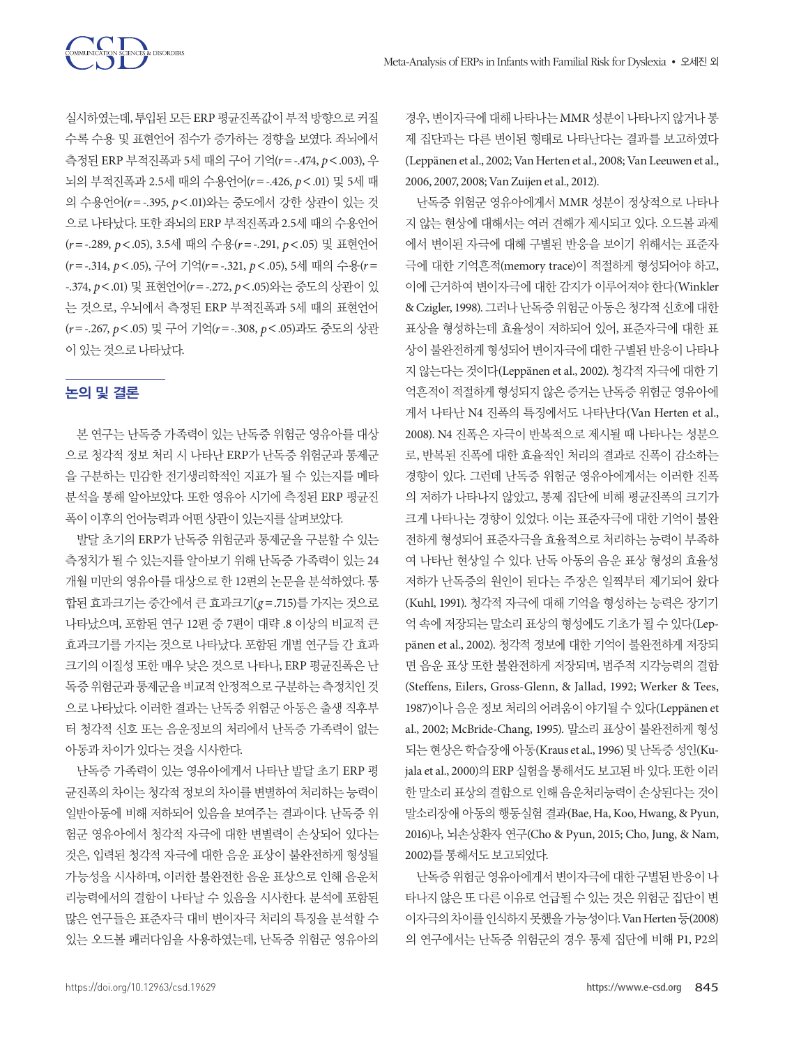실시하였는데, 투입된 모든 ERP 평균진폭값이 부적 방향으로 커질수록 수용 및 표현언어 점수가 증가하는 경향을 보였다. 좌뇌에서 측정된 ERP 부적진폭과 5세 때의 구어 기억($r = -.474$, $p < .003$), 우뇌의 부적진폭과 2.5세 때의 수용언어($r = -.426$, $p < .01$) 및 5세 때의 수용언어($r = -.395$, $p < .01$)와는 중도에서 강한 상관이 있는 것으로 나타났다. 또한 좌뇌의 ERP 부적진폭과 2.5세 때의 수용언어($r = -.289$, $p < .05$), 3.5세 때의 수용($r = -.291$, $p < .05$) 및 표현언어($r = -.314$, $p < .05$), 구어 기억($r = -.321$, $p < .05$), 5세 때의 수용($r = -.374$, $p < .01$) 및 표현언어($r = -.272$, $p < .05$)와는 중도의 상관이 있는 것으로, 우뇌에서 측정된 ERP 부적진폭과 5세 때의 표현언어($r = -.267$, $p < .05$) 및 구어 기억($r = -.308$, $p < .05$)과도 중도의 상관이 있는 것으로 나타났다.

## 논의 및 결론

본 연구는 난독증 가족력이 있는 난독증 위험군 영유아를 대상으로 청각적 정보 처리 시 나타난 ERP가 난독증 위험군과 통제군을 구분하는 민감한 전기생리학적인 지표가 될 수 있는지를 메타분석을 통해 알아보았다. 또한 영유아 시기에 측정된 ERP 평균진폭이 이후의 언어능력과 어떤 상관이 있는지를 살펴보았다.

발달 초기의 ERP가 난독증 위험군과 통제군을 구분할 수 있는 측정치가 될 수 있는지를 알아보기 위해 난독증 가족력이 있는 24개월 미만의 영유아를 대상으로 한 12편의 논문을 분석하였다. 통합된 효과크기는 중간에서 큰 효과크기($g = .715$)를 가지는 것으로 나타났으며, 포함된 연구 12편 중 7편이 대략 .8 이상의 비교적 큰 효과크기를 가지는 것으로 나타났다. 포함된 개별 연구들 간 효과크기의 이질성 또한 매우 낮은 것으로 나타나, ERP 평균진폭은 난독증 위험군과 통제군을 비교적 안정적으로 구분하는 측정치인 것으로 나타났다. 이러한 결과는 난독증 위험군 아동은 출생 직후부터 청각적 신호 또는 음운정보의 처리에서 난독증 가족력이 없는 아동과 차이가 있다는 것을 시사한다.

난독증 가족력이 있는 영유아에게서 나타난 발달 초기 ERP 평균진폭의 차이는 청각적 정보의 차이를 변별하여 처리하는 능력이 일반아동에 비해 저하되어 있음을 보여주는 결과이다. 난독증 위험군 영유아에서 청각적 자극에 대한 변별력이 손상되어 있다는 것은, 입력된 청각적 자극에 대한 음운 표상이 불완전하게 형성될 가능성을 시사하며, 이러한 불완전한 음운 표상으로 인해 음운처리능력에서의 결함이 나타날 수 있음을 시사한다. 분석에 포함된 많은 연구들은 표준자극 대비 변이자극 처리의 특징을 분석할 수 있는 오드볼 패러다임을 사용하였는데, 난독증 위험군 영유아의 경우, 변이자극에 대해 나타나는 MMR 성분이 나타나지 않거나 통제 집단과는 다른 변이된 형태로 나타난다는 결과를 보고하였다(Leppänen et al., 2002; Van Herten et al., 2008; Van Leeuwen et al., 2006, 2007, 2008; Van Zuijen et al., 2012).

난독증 위험군 영유아에게서 MMR 성분이 정상적으로 나타나지 않는 현상에 대해서는 여러 견해가 제시되고 있다. 오드볼 과제에서 변이된 자극에 대해 구별된 반응을 보이기 위해서는 표준자극에 대한 기억흔적(memory trace)이 적절하게 형성되어야 하고, 이에 근거하여 변이자극에 대한 감지가 이루어져야 한다(Winkler & Czigler, 1998). 그러나 난독증 위험군 아동은 청각적 신호에 대한 표상을 형성하는데 효율성이 저하되어 있어, 표준자극에 대한 표상이 불완전하게 형성되어 변이자극에 대한 구별된 반응이 나타나지 않는다는 것이다(Leppänen et al., 2002). 청각적 자극에 대한 기억흔적이 적절하게 형성되지 않은 증거는 난독증 위험군 영유아에게서 나타난 N4 진폭의 특징에서도 나타난다(Van Herten et al., 2008). N4 진폭은 자극이 반복적으로 제시될 때 나타나는 성분으로, 반복된 진폭에 대한 효율적인 처리의 결과로 진폭이 감소하는 경향이 있다. 그런데 난독증 위험군 영유아에게서는 이러한 진폭의 저하가 나타나지 않았고, 통제 집단에 비해 평균진폭의 크기가 크게 나타나는 경향이 있었다. 이는 표준자극에 대한 기억이 불완전하게 형성되어 표준자극을 효율적으로 처리하는 능력이 부족하여 나타난 현상일 수 있다. 난독 아동의 음운 표상 형성의 효율성 저하가 난독증의 원인이 된다는 주장은 일찍부터 제기되어 왔다(Kuhl, 1991). 청각적 자극에 대해 기억을 형성하는 능력은 장기기억 속에 저장되는 말소리 표상의 형성에도 기초가 될 수 있다(Leppänen et al., 2002). 청각적 정보에 대한 기억이 불완전하게 저장되면 음운 표상 또한 불완전하게 저장되며, 범주적 지각능력의 결함(Steffens, Eilers, Gross-Glenn, & Jallad, 1992; Werker & Tees, 1987)이나 음운 정보 처리의 어려움이 야기될 수 있다(Leppänen et al., 2002; McBride-Chang, 1995). 말소리 표상이 불완전하게 형성되는 현상은 학습장애 아동(Kraus et al., 1996) 및 난독증 성인(Kujala et al., 2000)의 ERP 실험을 통해서도 보고된 바 있다. 또한 이러한 말소리 표상의 결함으로 인해 음운처리능력이 손상된다는 것이 말소리장애 아동의 행동실험 결과(Bae, Ha, Koo, Hwang, & Pyun, 2016)나, 뇌손상환자 연구(Cho & Pyun, 2015; Cho, Jung, & Nam, 2002)를 통해서도 보고되었다.

난독증 위험군 영유아에게서 변이자극에 대한 구별된 반응이 나타나지 않은 또 다른 이유로 언급될 수 있는 것은 위험군 집단이 변이자극의 차이를 인식하지 못했을 가능성이다. Van Herten 등(2008)의 연구에서는 난독증 위험군의 경우 통제 집단에 비해 P1, P2의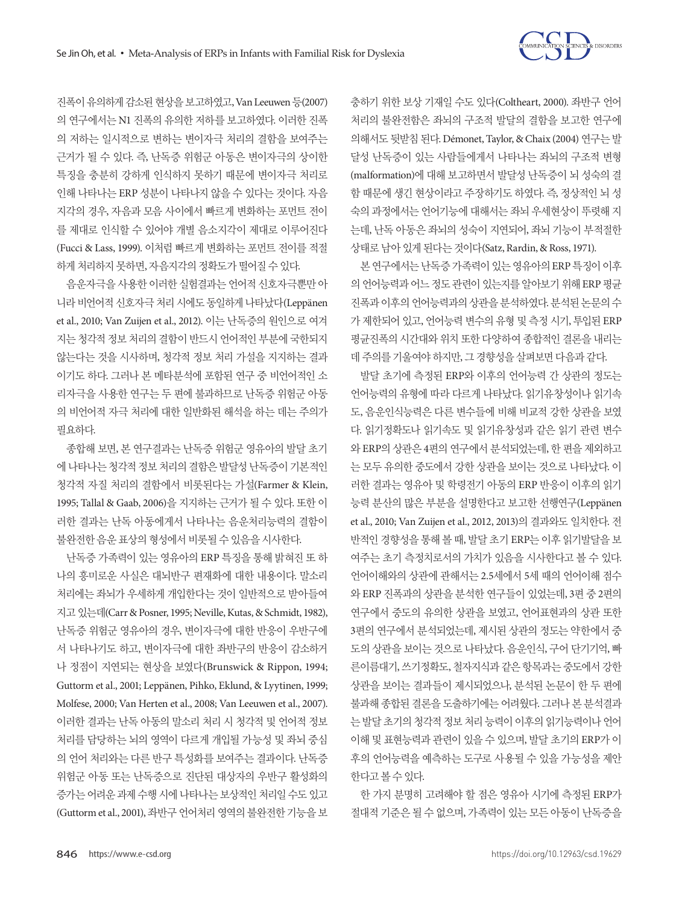진폭이 유의하게 감소된 현상을 보고하였고, Van Leeuwen 등(2007)의 연구에서는 N1 진폭의 유의한 저하를 보고하였다. 이러한 진폭의 저하는 일시적으로 변하는 변이자극 처리의 결함을 보여주는 근거가 될 수 있다. 즉, 난독증 위험군 아동은 변이자극의 상이한 특징을 충분히 강하게 인식하지 못하기 때문에 변이자극 처리로 인해 나타나는 ERP 성분이 나타나지 않을 수 있다는 것이다. 자음지각의 경우, 자음과 모음 사이에서 빠르게 변화하는 포먼트 전이를 제대로 인식할 수 있어야 개별 음소지각이 제대로 이루어진다(Fucci & Lass, 1999). 이처럼 빠르게 변화하는 포먼트 전이를 적절하게 처리하지 못하면, 자음지각의 정확도가 떨어질 수 있다.

음운자극을 사용한 이러한 실험결과는 언어적 신호자극뿐만 아니라 비언어적 신호자극 처리 시에도 동일하게 나타났다(Leppänen et al., 2010; Van Zuijen et al., 2012). 이는 난독증의 원인으로 여겨지는 청각적 정보 처리의 결함이 반드시 언어적인 부분에 국한되지 않는다는 것을 시사하며, 청각적 정보 처리 가설을 지지하는 결과이기도 하다. 그러나 본 메타분석에 포함된 연구 중 비언어적인 소리자극을 사용한 연구는 두 편에 불과하므로 난독증 위험군 아동의 비언어적 자극 처리에 대한 일반화된 해석을 하는 데는 주의가 필요하다.

종합해 보면, 본 연구결과는 난독증 위험군 영유아의 발달 초기에 나타나는 청각적 정보 처리의 결함은 발달성 난독증이 기본적인 청각적 자질 처리의 결함에서 비롯된다는 가설(Farmer & Klein, 1995; Tallal & Gaab, 2006)을 지지하는 근거가 될 수 있다. 또한 이러한 결과는 난독 아동에게서 나타나는 음운처리능력의 결함이 불완전한 음운 표상의 형성에서 비롯될 수 있음을 시사한다.

난독증 가족력이 있는 영유아의 ERP 특징을 통해 밝혀진 또 하나의 흥미로운 사실은 대뇌반구 편재화에 대한 내용이다. 말소리 처리에는 좌뇌가 우세하게 개입한다는 것이 일반적으로 받아들여지고 있는데(Carr & Posner, 1995; Neville, Kutas, & Schmidt, 1982), 난독증 위험군 영유아의 경우, 변이자극에 대한 반응이 우반구에서 나타나기도 하고, 변이자극에 대한 좌반구의 반응이 감소하거나 정점이 지연되는 현상을 보였다(Brunswick & Rippon, 1994; Guttorm et al., 2001; Leppänen, Pihko, Eklund, & Lyytinen, 1999; Molfese, 2000; Van Herten et al., 2008; Van Leeuwen et al., 2007). 이러한 결과는 난독 아동의 말소리 처리 시 청각적 및 언어적 정보 처리를 담당하는 뇌의 영역이 다르게 개입될 가능성 및 좌뇌 중심의 언어 처리와는 다른 반구 특성화를 보여주는 결과이다. 난독증 위험군 아동 또는 난독증으로 진단된 대상자의 우반구 활성화의 증가는 어려운 과제 수행 시에 나타나는 보상적인 처리일 수도 있고(Guttorm et al., 2001), 좌반구 언어처리 영역의 불완전한 기능을 보충하기 위한 보상 기재일 수도 있다(Coltheart, 2000). 좌반구 언어처리의 불완전함은 좌뇌의 구조적 발달의 결함을 보고한 연구에 의해서도 뒷받침 된다. Démonet, Taylor, & Chaix (2004) 연구는 발달성 난독증이 있는 사람들에게서 나타나는 좌뇌의 구조적 변형(malformation)에 대해 보고하면서 발달성 난독증이 뇌 성숙의 결함 때문에 생긴 현상이라고 주장하기도 하였다. 즉, 정상적인 뇌 성숙의 과정에서는 언어기능에 대해서는 좌뇌 우세현상이 뚜렷해 지는데, 난독 아동은 좌뇌의 성숙이 지연되어, 좌뇌 기능이 부적절한 상태로 남아 있게 된다는 것이다(Satz, Rardin, & Ross, 1971).

본 연구에서는 난독증 가족력이 있는 영유아의 ERP 특징이 이후의 언어능력과 어느 정도 관련이 있는지를 알아보기 위해 ERP 평균진폭과 이후의 언어능력과의 상관을 분석하였다. 분석된 논문의 수가 제한되어 있고, 언어능력 변수의 유형 및 측정 시기, 투입된 ERP 평균진폭의 시간대와 위치 또한 다양하여 종합적인 결론을 내리는 데 주의를 기울여야 하지만, 그 경향성을 살펴보면 다음과 같다.

발달 초기에 측정된 ERP와 이후의 언어능력 간 상관의 정도는 언어능력의 유형에 따라 다르게 나타났다. 읽기유창성이나 읽기속도, 음운인식능력은 다른 변수들에 비해 비교적 강한 상관을 보였다. 읽기정확도나 읽기속도 및 읽기유창성과 같은 읽기 관련 변수와 ERP의 상관은 4편의 연구에서 분석되었는데, 한 편을 제외하고는 모두 유의한 중도에서 강한 상관을 보이는 것으로 나타났다. 이러한 결과는 영유아 및 학령전기 아동의 ERP 반응이 이후의 읽기능력 분산의 많은 부분을 설명한다고 보고한 선행연구(Leppänen et al., 2010; Van Zuijen et al., 2012, 2013)의 결과와도 일치한다. 전반적인 경향성을 통해 볼 때, 발달 초기 ERP는 이후 읽기발달을 보여주는 초기 측정치로서의 가치가 있음을 시사한다고 볼 수 있다. 언어이해와의 상관에 관해서는 2.5세에서 5세 때의 언어이해 점수와 ERP 진폭과의 상관을 분석한 연구들이 있었는데, 3편 중 2편의 연구에서 중도의 유의한 상관을 보였고, 언어표현과의 상관 또한 3편의 연구에서 분석되었는데, 제시된 상관의 정도는 약한에서 중도의 상관을 보이는 것으로 나타났다. 음운인식, 구어 단기기억, 빠른이름대기, 쓰기정확도, 철자지식과 같은 항목과는 중도에서 강한 상관을 보이는 결과들이 제시되었으나, 분석된 논문이 한 두 편에 불과해 종합된 결론을 도출하기에는 어려웠다. 그러나 본 분석결과는 발달 초기의 청각적 정보 처리 능력이 이후의 읽기능력이나 언어이해 및 표현능력과 관련이 있을 수 있으며, 발달 초기의 ERP가 이후의 언어능력을 예측하는 도구로 사용될 수 있을 가능성을 제안한다고 볼 수 있다.

한 가지 분명히 고려해야 할 점은 영유아 시기에 측정된 ERP가 절대적 기준은 될 수 없으며, 가족력이 있는 모든 아동이 난독증을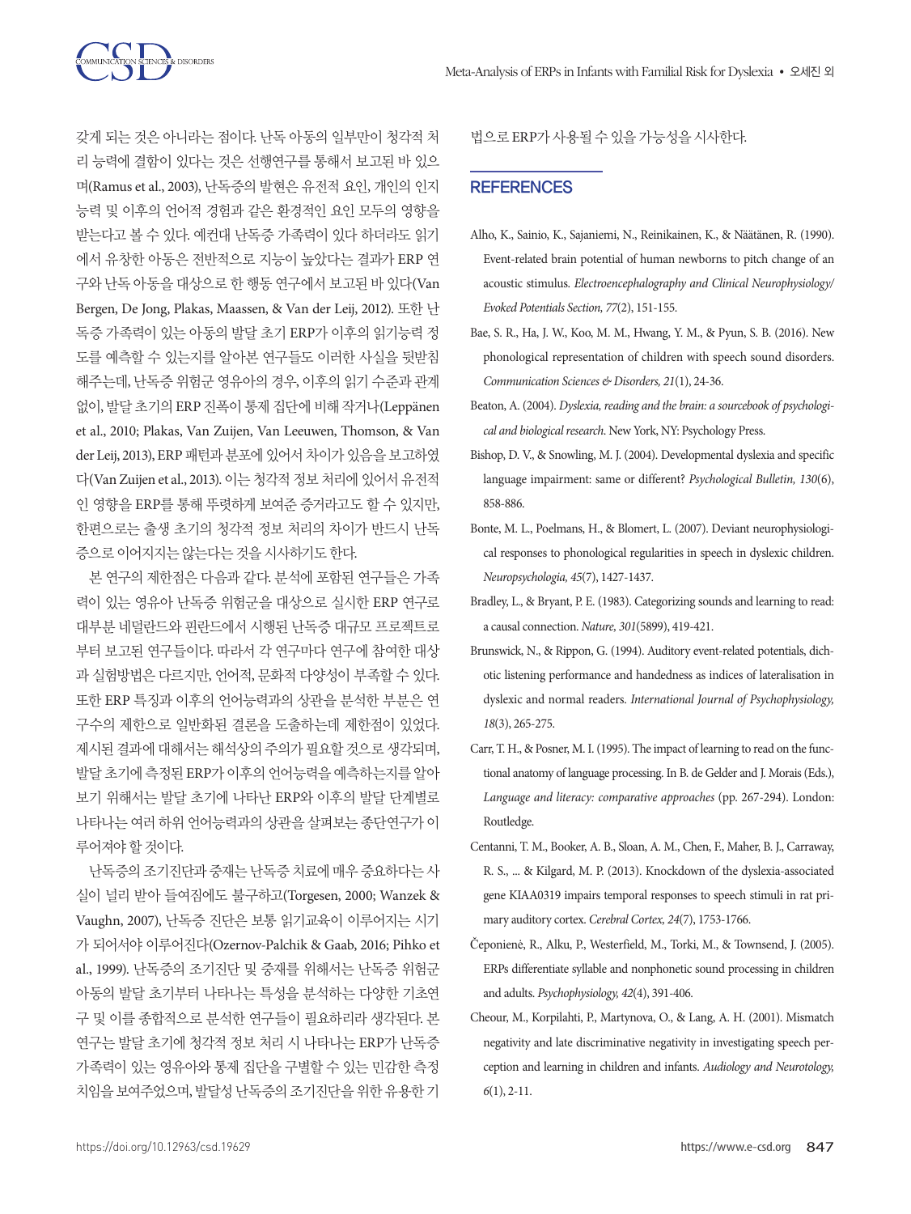갖게 되는 것은 아니라는 점이다. 난독 아동의 일부만이 청각적 처리 능력에 결함이 있다는 것은 선행연구를 통해서 보고된 바 있으며(Ramus et al., 2003), 난독증의 발현은 유전적 요인, 개인의 인지능력 및 이후의 언어적 경험과 같은 환경적인 요인 모두의 영향을 받는다고 볼 수 있다. 예컨대 난독증 가족력이 있다 하더라도 읽기에서 유창한 아동은 전반적으로 지능이 높았다는 결과가 ERP 연구와 난독 아동을 대상으로 한 행동 연구에서 보고된 바 있다(Van Bergen, De Jong, Plakas, Maassen, & Van der Leij, 2012). 또한 난독증 가족력이 있는 아동의 발달 초기 ERP가 이후의 읽기능력 정도를 예측할 수 있는지를 알아본 연구들도 이러한 사실을 뒷받침해주는데, 난독증 위험군 영유아의 경우, 이후의 읽기 수준과 관계없이, 발달 초기의 ERP 진폭이 통제 집단에 비해 작거나(Leppänen et al., 2010; Plakas, Van Zuijen, Van Leeuwen, Thomson, & Van der Leij, 2013), ERP 패턴과 분포에 있어서 차이가 있음을 보고하였다(Van Zuijen et al., 2013). 이는 청각적 정보 처리에 있어서 유전적인 영향을 ERP를 통해 뚜렷하게 보여준 증거라고도 할 수 있지만, 한편으로는 출생 초기의 청각적 정보 처리의 차이가 반드시 난독증으로 이어지지는 않는다는 것을 시사하기도 한다.

본 연구의 제한점은 다음과 같다. 분석에 포함된 연구들은 가족력이 있는 영유아 난독증 위험군을 대상으로 실시한 ERP 연구로 대부분 네덜란드와 핀란드에서 시행된 난독증 대규모 프로젝트로부터 보고된 연구들이다. 따라서 각 연구마다 연구에 참여한 대상과 실험방법은 다르지만, 언어적, 문화적 다양성이 부족할 수 있다. 또한 ERP 특징과 이후의 언어능력과의 상관을 분석한 부분은 연구수의 제한으로 일반화된 결론을 도출하는데 제한점이 있었다. 제시된 결과에 대해서는 해석상의 주의가 필요할 것으로 생각되며, 발달 초기에 측정된 ERP가 이후의 언어능력을 예측하는지를 알아보기 위해서는 발달 초기에 나타난 ERP와 이후의 발달 단계별로 나타나는 여러 하위 언어능력과의 상관을 살펴보는 종단연구가 이루어져야 할 것이다.

난독증의 조기진단과 중재는 난독증 치료에 매우 중요하다는 사실이 널리 받아 들여짐에도 불구하고(Torgesen, 2000; Wanzek & Vaughn, 2007), 난독증 진단은 보통 읽기교육이 이루어지는 시기가 되어서야 이루어진다(Ozernov-Palchik & Gaab, 2016; Pihko et al., 1999). 난독증의 조기진단 및 중재를 위해서는 난독증 위험군 아동의 발달 초기부터 나타나는 특성을 분석하는 다양한 기초연구 및 이를 종합적으로 분석한 연구들이 필요하리라 생각된다. 본 연구는 발달 초기에 청각적 정보 처리 시 나타나는 ERP가 난독증 가족력이 있는 영유아와 통제 집단을 구별할 수 있는 민감한 측정치임을 보여주었으며, 발달성 난독증의 조기진단을 위한 유용한 기법으로 ERP가 사용될 수 있을 가능성을 시사한다.

## REFERENCES

Alho, K., Sainio, K., Sajaniemi, N., Reinikainen, K., & Näätänen, R. (1990). Event-related brain potential of human newborns to pitch change of an acoustic stimulus. *Electroencephalography and Clinical Neurophysiology/Evoked Potentials Section, 77*(2), 151-155.

Bae, S. R., Ha, J. W., Koo, M. M., Hwang, Y. M., & Pyun, S. B. (2016). New phonological representation of children with speech sound disorders. *Communication Sciences & Disorders, 21*(1), 24-36.

Beaton, A. (2004). *Dyslexia, reading and the brain: a sourcebook of psychological and biological research*. New York, NY: Psychology Press.

Bishop, D. V., & Snowling, M. J. (2004). Developmental dyslexia and specific language impairment: same or different? *Psychological Bulletin, 130*(6), 858-886.

Bonte, M. L., Poelmans, H., & Blomert, L. (2007). Deviant neurophysiological responses to phonological regularities in speech in dyslexic children. *Neuropsychologia, 45*(7), 1427-1437.

Bradley, L., & Bryant, P. E. (1983). Categorizing sounds and learning to read: a causal connection. *Nature, 301*(5899), 419-421.

Brunswick, N., & Rippon, G. (1994). Auditory event-related potentials, dichotic listening performance and handedness as indices of lateralisation in dyslexic and normal readers. *International Journal of Psychophysiology, 18*(3), 265-275.

Carr, T. H., & Posner, M. I. (1995). The impact of learning to read on the functional anatomy of language processing. In B. de Gelder and J. Morais (Eds.), *Language and literacy: comparative approaches* (pp. 267-294). London: Routledge.

Centanni, T. M., Booker, A. B., Sloan, A. M., Chen, F., Maher, B. J., Carraway, R. S., ... & Kilgard, M. P. (2013). Knockdown of the dyslexia-associated gene KIAA0319 impairs temporal responses to speech stimuli in rat primary auditory cortex. *Cerebral Cortex, 24*(7), 1753-1766.

Čeponienė, R., Alku, P., Westerfield, M., Torki, M., & Townsend, J. (2005). ERPs differentiate syllable and nonphonetic sound processing in children and adults. *Psychophysiology, 42*(4), 391-406.

Cheour, M., Korpilahti, P., Martynova, O., & Lang, A. H. (2001). Mismatch negativity and late discriminative negativity in investigating speech perception and learning in children and infants. *Audiology and Neurotology, 6*(1), 2-11.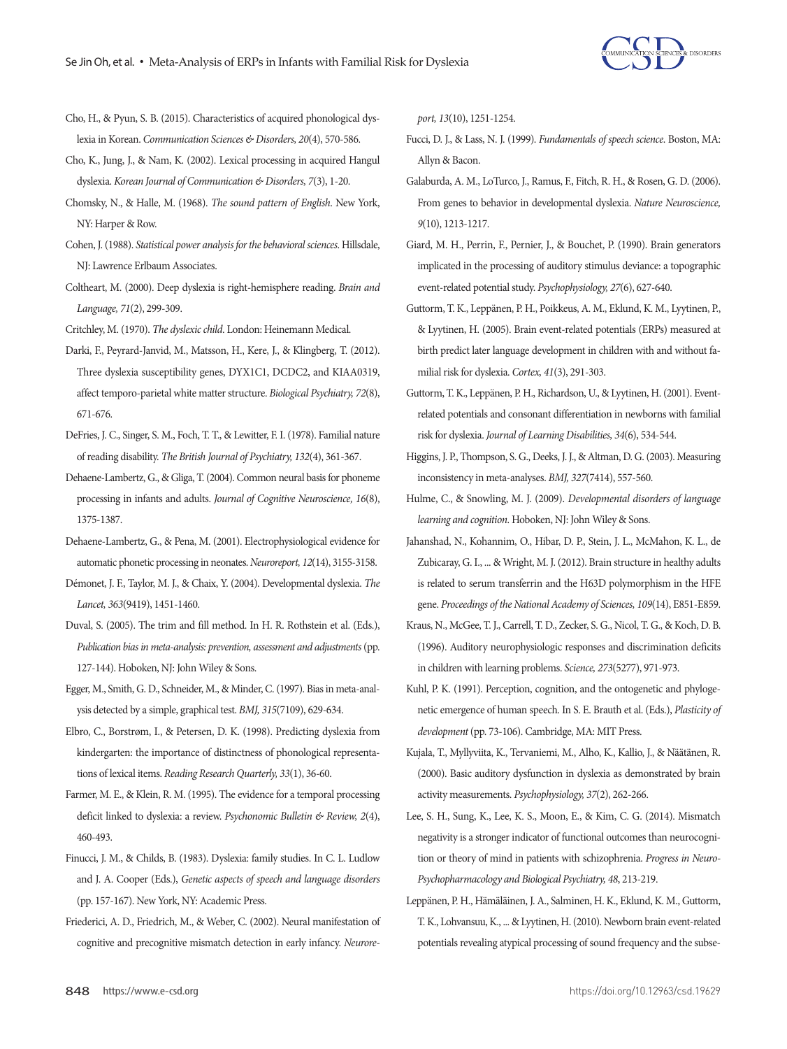Cho, H., & Pyun, S. B. (2015). Characteristics of acquired phonological dyslexia in Korean. *Communication Sciences & Disorders, 20*(4), 570-586.

Cho, K., Jung, J., & Nam, K. (2002). Lexical processing in acquired Hangul dyslexia. *Korean Journal of Communication & Disorders, 7*(3), 1-20.

Chomsky, N., & Halle, M. (1968). *The sound pattern of English*. New York, NY: Harper & Row.

Cohen, J. (1988). *Statistical power analysis for the behavioral sciences*. Hillsdale, NJ: Lawrence Erlbaum Associates.

Coltheart, M. (2000). Deep dyslexia is right-hemisphere reading. *Brain and Language, 71*(2), 299-309.

Critchley, M. (1970). *The dyslexic child*. London: Heinemann Medical.

Darki, F., Peyrard-Janvid, M., Matsson, H., Kere, J., & Klingberg, T. (2012). Three dyslexia susceptibility genes, DYX1C1, DCDC2, and KIAA0319, affect temporo-parietal white matter structure. *Biological Psychiatry, 72*(8), 671-676.

DeFries, J. C., Singer, S. M., Foch, T. T., & Lewitter, F. I. (1978). Familial nature of reading disability. *The British Journal of Psychiatry, 132*(4), 361-367.

Dehaene-Lambertz, G., & Gliga, T. (2004). Common neural basis for phoneme processing in infants and adults. *Journal of Cognitive Neuroscience, 16*(8), 1375-1387.

Dehaene-Lambertz, G., & Pena, M. (2001). Electrophysiological evidence for automatic phonetic processing in neonates. *Neuroreport, 12*(14), 3155-3158.

Démonet, J. F., Taylor, M. J., & Chaix, Y. (2004). Developmental dyslexia. *The Lancet, 363*(9419), 1451-1460.

Duval, S. (2005). The trim and fill method. In H. R. Rothstein et al. (Eds.), *Publication bias in meta-analysis: prevention, assessment and adjustments* (pp. 127-144). Hoboken, NJ: John Wiley & Sons.

Egger, M., Smith, G. D., Schneider, M., & Minder, C. (1997). Bias in meta-analysis detected by a simple, graphical test. *BMJ, 315*(7109), 629-634.

Elbro, C., Borstrøm, I., & Petersen, D. K. (1998). Predicting dyslexia from kindergarten: the importance of distinctness of phonological representations of lexical items. *Reading Research Quarterly, 33*(1), 36-60.

Farmer, M. E., & Klein, R. M. (1995). The evidence for a temporal processing deficit linked to dyslexia: a review. *Psychonomic Bulletin & Review, 2*(4), 460-493.

Finucci, J. M., & Childs, B. (1983). Dyslexia: family studies. In C. L. Ludlow and J. A. Cooper (Eds.), *Genetic aspects of speech and language disorders* (pp. 157-167). New York, NY: Academic Press.

Friederici, A. D., Friedrich, M., & Weber, C. (2002). Neural manifestation of cognitive and precognitive mismatch detection in early infancy. *Neuroreport, 13*(10), 1251-1254.

Fucci, D. J., & Lass, N. J. (1999). *Fundamentals of speech science*. Boston, MA: Allyn & Bacon.

Galaburda, A. M., LoTurco, J., Ramus, F., Fitch, R. H., & Rosen, G. D. (2006). From genes to behavior in developmental dyslexia. *Nature Neuroscience, 9*(10), 1213-1217.

Giard, M. H., Perrin, F., Pernier, J., & Bouchet, P. (1990). Brain generators implicated in the processing of auditory stimulus deviance: a topographic event-related potential study. *Psychophysiology, 27*(6), 627-640.

Guttorm, T. K., Leppänen, P. H., Poikkeus, A. M., Eklund, K. M., Lyytinen, P., & Lyytinen, H. (2005). Brain event-related potentials (ERPs) measured at birth predict later language development in children with and without familial risk for dyslexia. *Cortex, 41*(3), 291-303.

Guttorm, T. K., Leppänen, P. H., Richardson, U., & Lyytinen, H. (2001). Event-related potentials and consonant differentiation in newborns with familial risk for dyslexia. *Journal of Learning Disabilities, 34*(6), 534-544.

Higgins, J. P., Thompson, S. G., Deeks, J. J., & Altman, D. G. (2003). Measuring inconsistency in meta-analyses. *BMJ, 327*(7414), 557-560.

Hulme, C., & Snowling, M. J. (2009). *Developmental disorders of language learning and cognition*. Hoboken, NJ: John Wiley & Sons.

Jahanshad, N., Kohannim, O., Hibar, D. P., Stein, J. L., McMahon, K. L., de Zubicaray, G. I., ... & Wright, M. J. (2012). Brain structure in healthy adults is related to serum transferrin and the H63D polymorphism in the HFE gene. *Proceedings of the National Academy of Sciences, 109*(14), E851-E859.

Kraus, N., McGee, T. J., Carrell, T. D., Zecker, S. G., Nicol, T. G., & Koch, D. B. (1996). Auditory neurophysiologic responses and discrimination deficits in children with learning problems. *Science, 273*(5277), 971-973.

Kuhl, P. K. (1991). Perception, cognition, and the ontogenetic and phylogenetic emergence of human speech. In S. E. Brauth et al. (Eds.), *Plasticity of development* (pp. 73-106). Cambridge, MA: MIT Press.

Kujala, T., Myllyviita, K., Tervaniemi, M., Alho, K., Kallio, J., & Näätänen, R. (2000). Basic auditory dysfunction in dyslexia as demonstrated by brain activity measurements. *Psychophysiology, 37*(2), 262-266.

Lee, S. H., Sung, K., Lee, K. S., Moon, E., & Kim, C. G. (2014). Mismatch negativity is a stronger indicator of functional outcomes than neurocognition or theory of mind in patients with schizophrenia. *Progress in Neuro-Psychopharmacology and Biological Psychiatry, 48*, 213-219.

Leppänen, P. H., Hämäläinen, J. A., Salminen, H. K., Eklund, K. M., Guttorm, T. K., Lohvansuu, K., ... & Lyytinen, H. (2010). Newborn brain event-related potentials revealing atypical processing of sound frequency and the subse-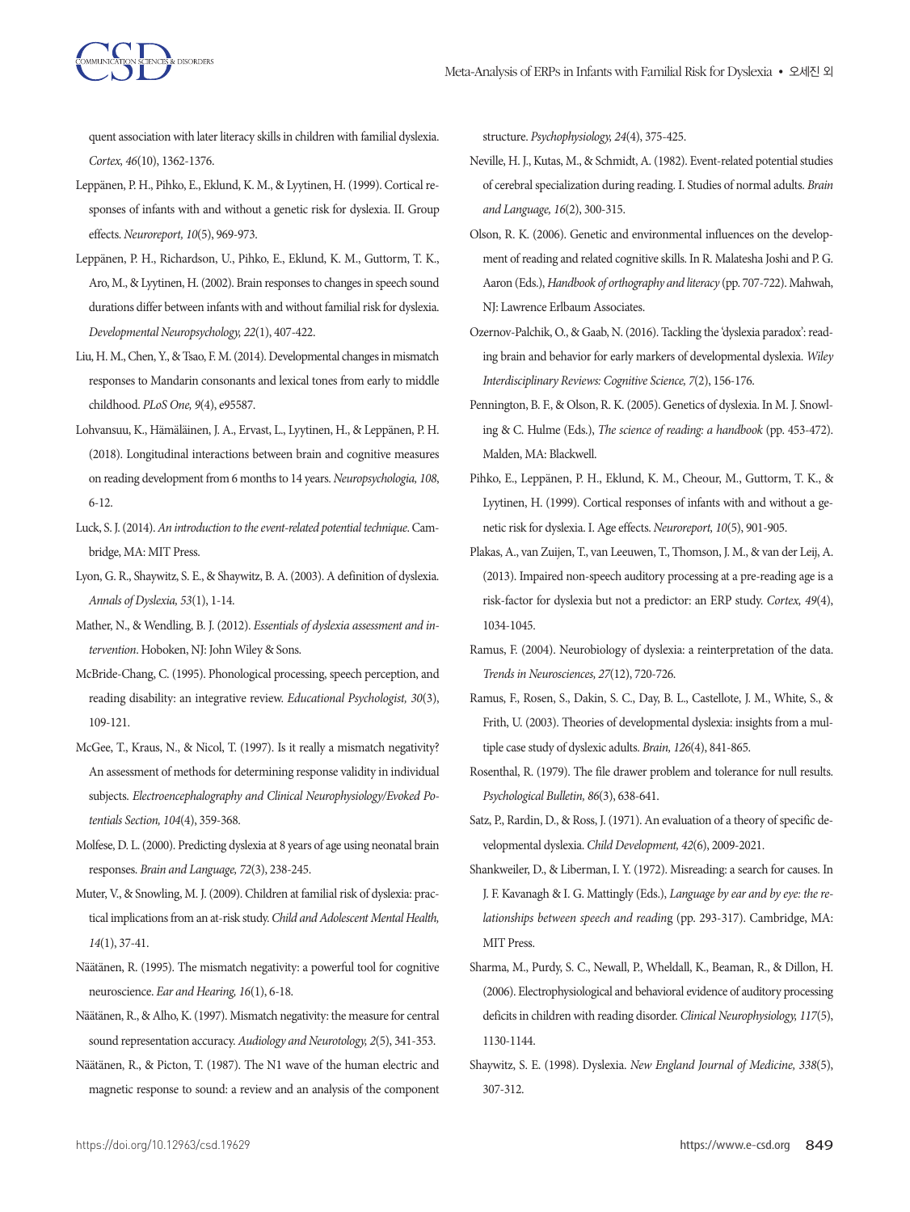quent association with later literacy skills in children with familial dyslexia. *Cortex, 46*(10), 1362-1376.

Leppänen, P. H., Pihko, E., Eklund, K. M., & Lyytinen, H. (1999). Cortical responses of infants with and without a genetic risk for dyslexia. II. Group effects. *Neuroreport, 10*(5), 969-973.

Leppänen, P. H., Richardson, U., Pihko, E., Eklund, K. M., Guttorm, T. K., Aro, M., & Lyytinen, H. (2002). Brain responses to changes in speech sound durations differ between infants with and without familial risk for dyslexia. *Developmental Neuropsychology, 22*(1), 407-422.

Liu, H. M., Chen, Y., & Tsao, F. M. (2014). Developmental changes in mismatch responses to Mandarin consonants and lexical tones from early to middle childhood. *PLoS One, 9*(4), e95587.

Lohvansuu, K., Hämäläinen, J. A., Ervast, L., Lyytinen, H., & Leppänen, P. H. (2018). Longitudinal interactions between brain and cognitive measures on reading development from 6 months to 14 years. *Neuropsychologia, 108*, 6-12.

Luck, S. J. (2014). *An introduction to the event-related potential technique*. Cambridge, MA: MIT Press.

Lyon, G. R., Shaywitz, S. E., & Shaywitz, B. A. (2003). A definition of dyslexia. *Annals of Dyslexia, 53*(1), 1-14.

Mather, N., & Wendling, B. J. (2012). *Essentials of dyslexia assessment and intervention*. Hoboken, NJ: John Wiley & Sons.

McBride-Chang, C. (1995). Phonological processing, speech perception, and reading disability: an integrative review. *Educational Psychologist, 30*(3), 109-121.

McGee, T., Kraus, N., & Nicol, T. (1997). Is it really a mismatch negativity? An assessment of methods for determining response validity in individual subjects. *Electroencephalography and Clinical Neurophysiology/Evoked Potentials Section, 104*(4), 359-368.

Molfese, D. L. (2000). Predicting dyslexia at 8 years of age using neonatal brain responses. *Brain and Language, 72*(3), 238-245.

Muter, V., & Snowling, M. J. (2009). Children at familial risk of dyslexia: practical implications from an at-risk study. *Child and Adolescent Mental Health, 14*(1), 37-41.

Näätänen, R. (1995). The mismatch negativity: a powerful tool for cognitive neuroscience. *Ear and Hearing, 16*(1), 6-18.

Näätänen, R., & Alho, K. (1997). Mismatch negativity: the measure for central sound representation accuracy. *Audiology and Neurotology, 2*(5), 341-353.

Näätänen, R., & Picton, T. (1987). The N1 wave of the human electric and magnetic response to sound: a review and an analysis of the component structure. *Psychophysiology, 24*(4), 375-425.

Neville, H. J., Kutas, M., & Schmidt, A. (1982). Event-related potential studies of cerebral specialization during reading. I. Studies of normal adults. *Brain and Language, 16*(2), 300-315.

Olson, R. K. (2006). Genetic and environmental influences on the development of reading and related cognitive skills. In R. Malatesha Joshi and P. G. Aaron (Eds.), *Handbook of orthography and literacy* (pp. 707-722). Mahwah, NJ: Lawrence Erlbaum Associates.

Ozernov-Palchik, O., & Gaab, N. (2016). Tackling the 'dyslexia paradox': reading brain and behavior for early markers of developmental dyslexia. *Wiley Interdisciplinary Reviews: Cognitive Science, 7*(2), 156-176.

Pennington, B. F., & Olson, R. K. (2005). Genetics of dyslexia. In M. J. Snowling & C. Hulme (Eds.), *The science of reading: a handbook* (pp. 453-472). Malden, MA: Blackwell.

Pihko, E., Leppänen, P. H., Eklund, K. M., Cheour, M., Guttorm, T. K., & Lyytinen, H. (1999). Cortical responses of infants with and without a genetic risk for dyslexia. I. Age effects. *Neuroreport, 10*(5), 901-905.

Plakas, A., van Zuijen, T., van Leeuwen, T., Thomson, J. M., & van der Leij, A. (2013). Impaired non-speech auditory processing at a pre-reading age is a risk-factor for dyslexia but not a predictor: an ERP study. *Cortex, 49*(4), 1034-1045.

Ramus, F. (2004). Neurobiology of dyslexia: a reinterpretation of the data. *Trends in Neurosciences, 27*(12), 720-726.

Ramus, F., Rosen, S., Dakin, S. C., Day, B. L., Castellote, J. M., White, S., & Frith, U. (2003). Theories of developmental dyslexia: insights from a multiple case study of dyslexic adults. *Brain, 126*(4), 841-865.

Rosenthal, R. (1979). The file drawer problem and tolerance for null results. *Psychological Bulletin, 86*(3), 638-641.

Satz, P., Rardin, D., & Ross, J. (1971). An evaluation of a theory of specific developmental dyslexia. *Child Development, 42*(6), 2009-2021.

Shankweiler, D., & Liberman, I. Y. (1972). Misreading: a search for causes. In J. F. Kavanagh & I. G. Mattingly (Eds.), *Language by ear and by eye: the relationships between speech and reading* (pp. 293-317). Cambridge, MA: MIT Press.

Sharma, M., Purdy, S. C., Newall, P., Wheldall, K., Beaman, R., & Dillon, H. (2006). Electrophysiological and behavioral evidence of auditory processing deficits in children with reading disorder. *Clinical Neurophysiology, 117*(5), 1130-1144.

Shaywitz, S. E. (1998). Dyslexia. *New England Journal of Medicine, 338*(5), 307-312.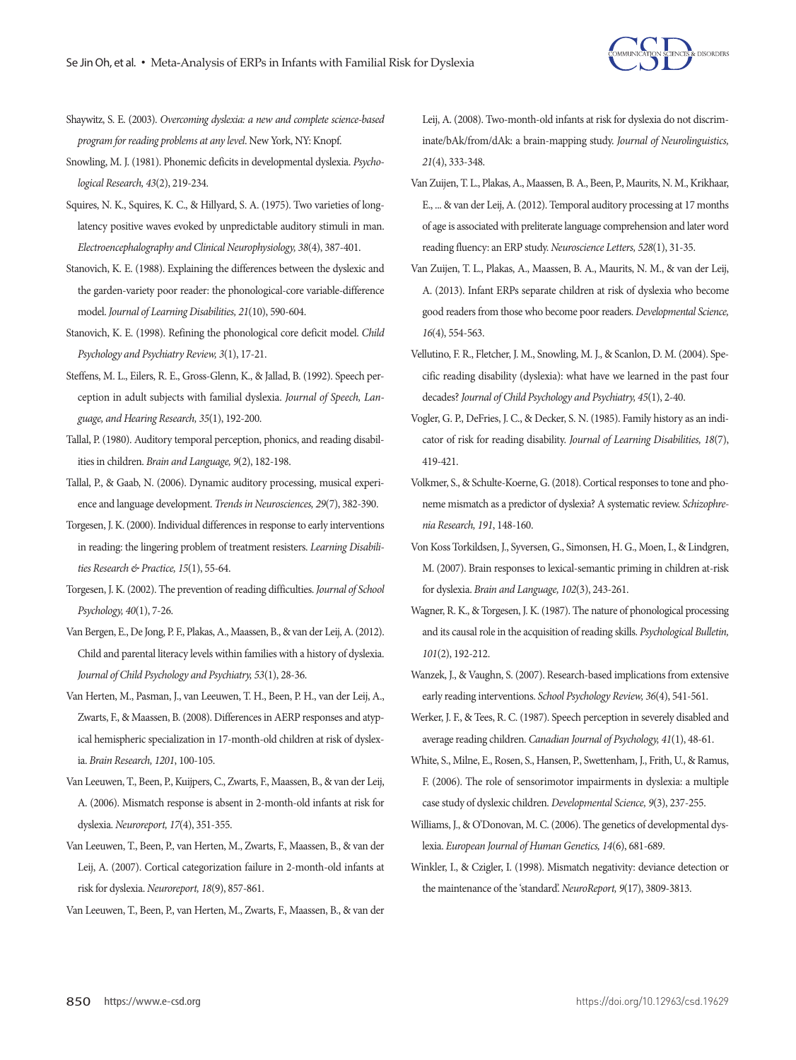Shaywitz, S. E. (2003). *Overcoming dyslexia: a new and complete science-based program for reading problems at any level*. New York, NY: Knopf.

Snowling, M. J. (1981). Phonemic deficits in developmental dyslexia. *Psychological Research, 43*(2), 219-234.

Squires, N. K., Squires, K. C., & Hillyard, S. A. (1975). Two varieties of long-latency positive waves evoked by unpredictable auditory stimuli in man. *Electroencephalography and Clinical Neurophysiology, 38*(4), 387-401.

Stanovich, K. E. (1988). Explaining the differences between the dyslexic and the garden-variety poor reader: the phonological-core variable-difference model. *Journal of Learning Disabilities, 21*(10), 590-604.

Stanovich, K. E. (1998). Refining the phonological core deficit model. *Child Psychology and Psychiatry Review, 3*(1), 17-21.

Steffens, M. L., Eilers, R. E., Gross-Glenn, K., & Jallad, B. (1992). Speech perception in adult subjects with familial dyslexia. *Journal of Speech, Language, and Hearing Research, 35*(1), 192-200.

Tallal, P. (1980). Auditory temporal perception, phonics, and reading disabilities in children. *Brain and Language, 9*(2), 182-198.

Tallal, P., & Gaab, N. (2006). Dynamic auditory processing, musical experience and language development. *Trends in Neurosciences, 29*(7), 382-390.

Torgesen, J. K. (2000). Individual differences in response to early interventions in reading: the lingering problem of treatment resisters. *Learning Disabilities Research & Practice, 15*(1), 55-64.

Torgesen, J. K. (2002). The prevention of reading difficulties. *Journal of School Psychology, 40*(1), 7-26.

Van Bergen, E., De Jong, P. F., Plakas, A., Maassen, B., & van der Leij, A. (2012). Child and parental literacy levels within families with a history of dyslexia. *Journal of Child Psychology and Psychiatry, 53*(1), 28-36.

Van Herten, M., Pasman, J., van Leeuwen, T. H., Been, P. H., van der Leij, A., Zwarts, F., & Maassen, B. (2008). Differences in AERP responses and atypical hemispheric specialization in 17-month-old children at risk of dyslexia. *Brain Research, 1201*, 100-105.

Van Leeuwen, T., Been, P., Kuijpers, C., Zwarts, F., Maassen, B., & van der Leij, A. (2006). Mismatch response is absent in 2-month-old infants at risk for dyslexia. *Neuroreport, 17*(4), 351-355.

Van Leeuwen, T., Been, P., van Herten, M., Zwarts, F., Maassen, B., & van der Leij, A. (2007). Cortical categorization failure in 2-month-old infants at risk for dyslexia. *Neuroreport, 18*(9), 857-861.

Van Leeuwen, T., Been, P., van Herten, M., Zwarts, F., Maassen, B., & van der Leij, A. (2008). Two-month-old infants at risk for dyslexia do not discriminate/bAk/from/dAk: a brain-mapping study. *Journal of Neurolinguistics, 21*(4), 333-348.

Van Zuijen, T. L., Plakas, A., Maassen, B. A., Been, P., Maurits, N. M., Krikhaar, E., ... & van der Leij, A. (2012). Temporal auditory processing at 17 months of age is associated with preliterate language comprehension and later word reading fluency: an ERP study. *Neuroscience Letters, 528*(1), 31-35.

Van Zuijen, T. L., Plakas, A., Maassen, B. A., Maurits, N. M., & van der Leij, A. (2013). Infant ERPs separate children at risk of dyslexia who become good readers from those who become poor readers. *Developmental Science, 16*(4), 554-563.

Vellutino, F. R., Fletcher, J. M., Snowling, M. J., & Scanlon, D. M. (2004). Specific reading disability (dyslexia): what have we learned in the past four decades? *Journal of Child Psychology and Psychiatry, 45*(1), 2-40.

Vogler, G. P., DeFries, J. C., & Decker, S. N. (1985). Family history as an indicator of risk for reading disability. *Journal of Learning Disabilities, 18*(7), 419-421.

Volkmer, S., & Schulte-Koerne, G. (2018). Cortical responses to tone and phoneme mismatch as a predictor of dyslexia? A systematic review. *Schizophrenia Research, 191*, 148-160.

Von Koss Torkildsen, J., Syversen, G., Simonsen, H. G., Moen, I., & Lindgren, M. (2007). Brain responses to lexical-semantic priming in children at-risk for dyslexia. *Brain and Language, 102*(3), 243-261.

Wagner, R. K., & Torgesen, J. K. (1987). The nature of phonological processing and its causal role in the acquisition of reading skills. *Psychological Bulletin, 101*(2), 192-212.

Wanzek, J., & Vaughn, S. (2007). Research-based implications from extensive early reading interventions. *School Psychology Review, 36*(4), 541-561.

Werker, J. F., & Tees, R. C. (1987). Speech perception in severely disabled and average reading children. *Canadian Journal of Psychology, 41*(1), 48-61.

White, S., Milne, E., Rosen, S., Hansen, P., Swettenham, J., Frith, U., & Ramus, F. (2006). The role of sensorimotor impairments in dyslexia: a multiple case study of dyslexic children. *Developmental Science, 9*(3), 237-255.

Williams, J., & O'Donovan, M. C. (2006). The genetics of developmental dyslexia. *European Journal of Human Genetics, 14*(6), 681-689.

Winkler, I., & Czigler, I. (1998). Mismatch negativity: deviance detection or the maintenance of the 'standard'. *NeuroReport, 9*(17), 3809-3813.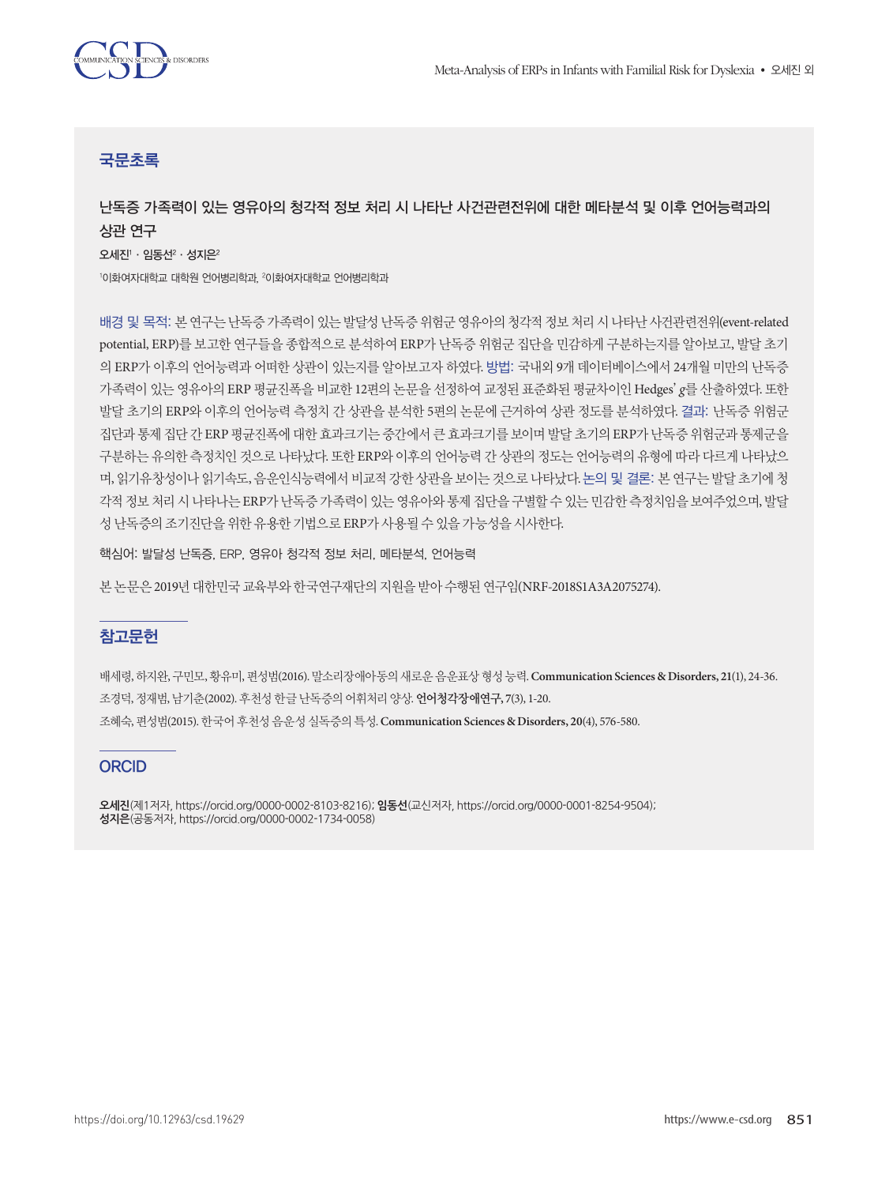## 국문초록

### 난독증 가족력이 있는 영유아의 청각적 정보 처리 시 나타난 사건관련전위에 대한 메타분석 및 이후 언어능력과의 상관 연구

**오세진[1] · 임동선[2] · 성지은[2]**

[1]이화여자대학교 대학원 언어병리학과, [2]이화여자대학교 언어병리학과

배경 및 목적: 본 연구는 난독증 가족력이 있는 발달성 난독증 위험군 영유아의 청각적 정보 처리 시 나타난 사건관련전위(event-related potential, ERP)를 보고한 연구들을 종합적으로 분석하여 ERP가 난독증 위험군 집단을 민감하게 구분하는지를 알아보고, 발달 초기의 ERP가 이후의 언어능력과 어떠한 상관이 있는지를 알아보고자 하였다. 방법: 국내외 9개 데이터베이스에서 24개월 미만의 난독증 가족력이 있는 영유아의 ERP 평균진폭을 비교한 12편의 논문을 선정하여 교정된 표준화된 평균차이인 Hedges' *g*를 산출하였다. 또한 발달 초기의 ERP와 이후의 언어능력 측정치 간 상관을 분석한 5편의 논문에 근거하여 상관 정도를 분석하였다. 결과: 난독증 위험군 집단과 통제 집단 간 ERP 평균진폭에 대한 효과크기는 중간에서 큰 효과크기를 보이며 발달 초기의 ERP가 난독증 위험군과 통제군을 구분하는 유의한 측정치인 것으로 나타났다. 또한 ERP와 이후의 언어능력 간 상관의 정도는 언어능력의 유형에 따라 다르게 나타났으며, 읽기유창성이나 읽기속도, 음운인식능력에서 비교적 강한 상관을 보이는 것으로 나타났다. 논의 및 결론: 본 연구는 발달 초기에 청각적 정보 처리 시 나타나는 ERP가 난독증 가족력이 있는 영유아와 통제 집단을 구별할 수 있는 민감한 측정치임을 보여주었으며, 발달성 난독증의 조기진단을 위한 유용한 기법으로 ERP가 사용될 수 있을 가능성을 시사한다.

핵심어: 발달성 난독증, ERP, 영유아 청각적 정보 처리, 메타분석, 언어능력

본 논문은 2019년 대한민국 교육부와 한국연구재단의 지원을 받아 수행된 연구임(NRF-2018S1A3A2075274).

## 참고문헌

배세령, 하지완, 구민모, 황유미, 편성범(2016). 말소리장애아동의 새로운 음운표상 형성 능력. **Communication Sciences & Disorders, 21**(1), 24-36.

조경덕, 정재범, 남기춘(2002). 후천성 한글 난독증의 어휘처리 양상. **언어청각장애연구, 7**(3), 1-20.

조혜숙, 편성범(2015). 한국어 후천성 음운성 실독증의 특성. **Communication Sciences & Disorders, 20**(4), 576-580.

## ORCID

**오세진**(제1저자, https://orcid.org/0000-0002-8103-8216); **임동선**(교신저자, https://orcid.org/0000-0001-8254-9504); **성지은**(공동저자, https://orcid.org/0000-0002-1734-0058)